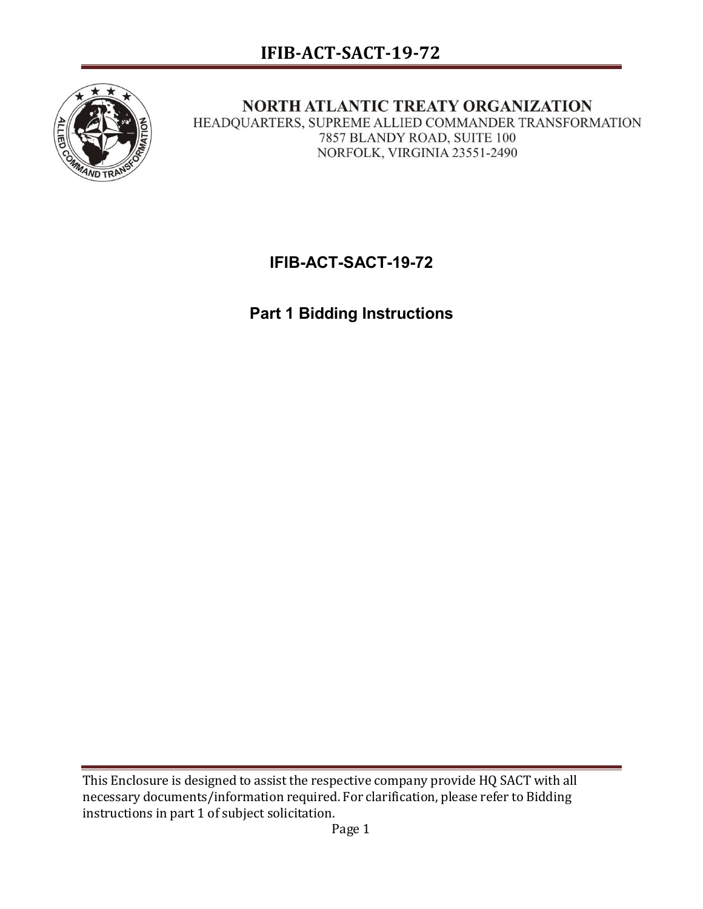**NORTH ATLANTIC TREATY ORGANIZATION**
HEADQUARTERS, SUPREME ALLIED COMMANDER TRANSFORMATION
7857 BLANDY ROAD, SUITE 100
NORFOLK, VIRGINIA 23551-2490

# IFIB-ACT-SACT-19-72

## Part 1 Bidding Instructions

This Enclosure is designed to assist the respective company provide HQ SACT with all necessary documents/information required. For clarification, please refer to Bidding instructions in part 1 of subject solicitation.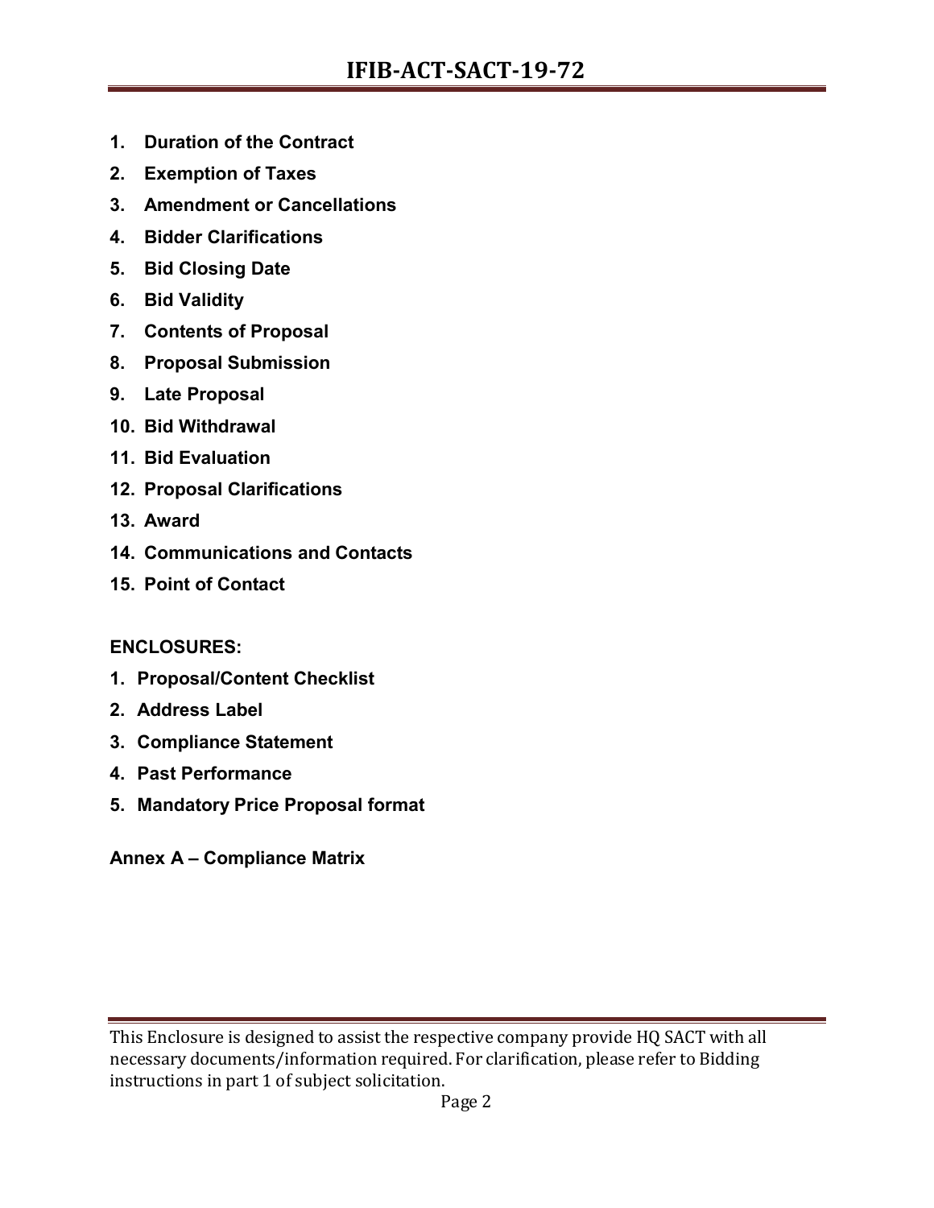1. **Duration of the Contract**
2. **Exemption of Taxes**
3. **Amendment or Cancellations**
4. **Bidder Clarifications**
5. **Bid Closing Date**
6. **Bid Validity**
7. **Contents of Proposal**
8. **Proposal Submission**
9. **Late Proposal**
10. **Bid Withdrawal**
11. **Bid Evaluation**
12. **Proposal Clarifications**
13. **Award**
14. **Communications and Contacts**
15. **Point of Contact**

**ENCLOSURES:**

1. **Proposal/Content Checklist**
2. **Address Label**
3. **Compliance Statement**
4. **Past Performance**
5. **Mandatory Price Proposal format**

**Annex A – Compliance Matrix**

This Enclosure is designed to assist the respective company provide HQ SACT with all necessary documents/information required. For clarification, please refer to Bidding instructions in part 1 of subject solicitation.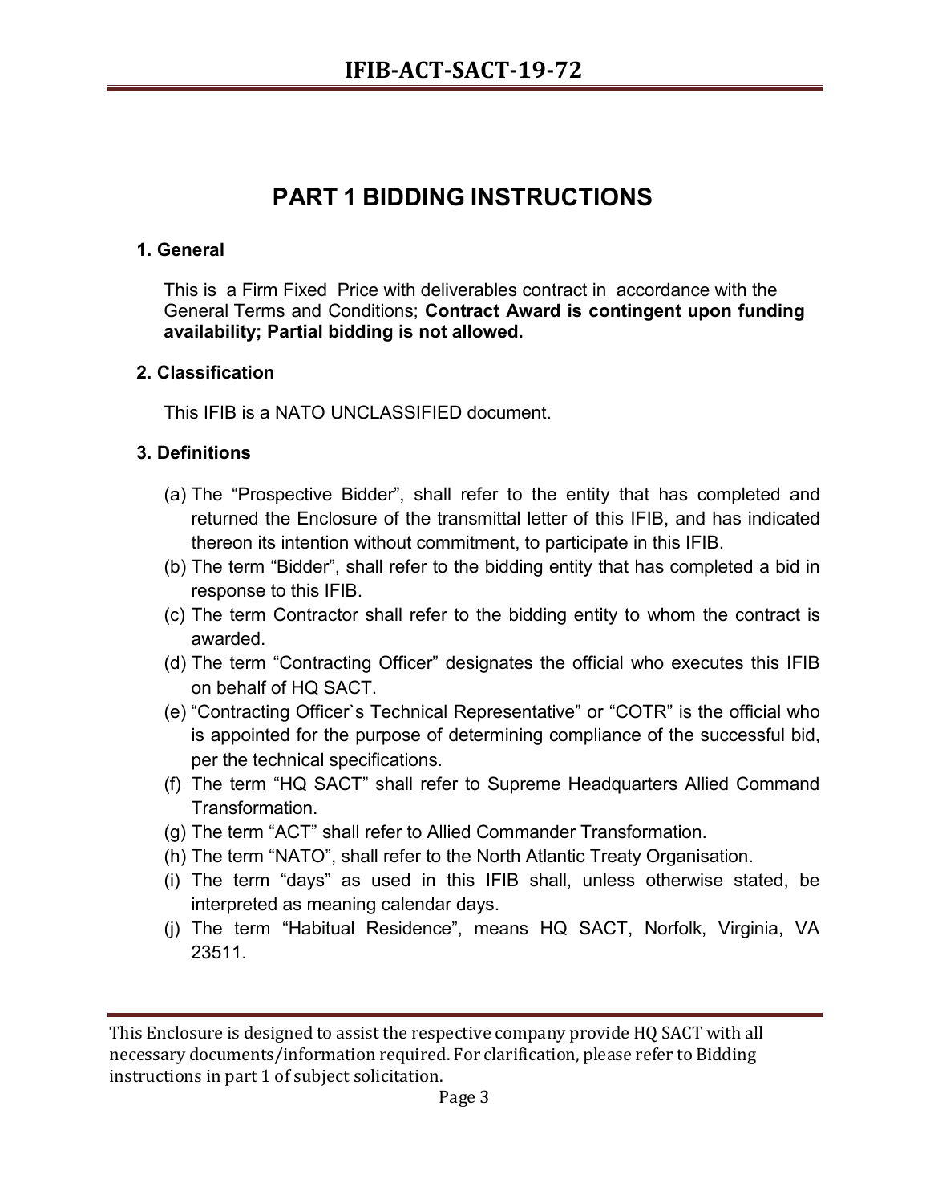# PART 1 BIDDING INSTRUCTIONS

## 1. General

This is a Firm Fixed Price with deliverables contract in accordance with the General Terms and Conditions; **Contract Award is contingent upon funding availability; Partial bidding is not allowed.**

## 2. Classification

This IFIB is a NATO UNCLASSIFIED document.

## 3. Definitions

(a) The “Prospective Bidder”, shall refer to the entity that has completed and returned the Enclosure of the transmittal letter of this IFIB, and has indicated thereon its intention without commitment, to participate in this IFIB.

(b) The term “Bidder”, shall refer to the bidding entity that has completed a bid in response to this IFIB.

(c) The term Contractor shall refer to the bidding entity to whom the contract is awarded.

(d) The term “Contracting Officer” designates the official who executes this IFIB on behalf of HQ SACT.

(e) “Contracting Officer`s Technical Representative” or “COTR” is the official who is appointed for the purpose of determining compliance of the successful bid, per the technical specifications.

(f) The term “HQ SACT” shall refer to Supreme Headquarters Allied Command Transformation.

(g) The term “ACT” shall refer to Allied Commander Transformation.

(h) The term “NATO”, shall refer to the North Atlantic Treaty Organisation.

(i) The term “days” as used in this IFIB shall, unless otherwise stated, be interpreted as meaning calendar days.

(j) The term “Habitual Residence”, means HQ SACT, Norfolk, Virginia, VA 23511.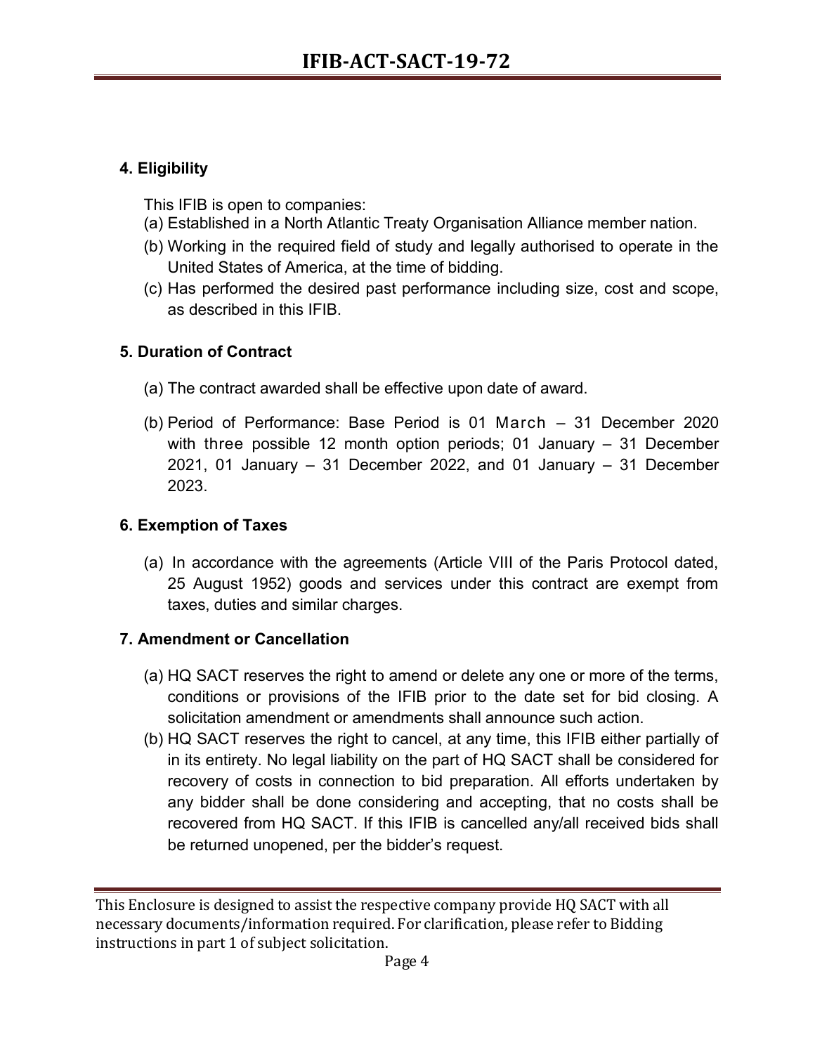### 4. Eligibility

This IFIB is open to companies:

(a) Established in a North Atlantic Treaty Organisation Alliance member nation.

(b) Working in the required field of study and legally authorised to operate in the United States of America, at the time of bidding.

(c) Has performed the desired past performance including size, cost and scope, as described in this IFIB.

### 5. Duration of Contract

(a) The contract awarded shall be effective upon date of award.

(b) Period of Performance: Base Period is 01 March – 31 December 2020 with three possible 12 month option periods; 01 January – 31 December 2021, 01 January – 31 December 2022, and 01 January – 31 December 2023.

### 6. Exemption of Taxes

(a) In accordance with the agreements (Article VIII of the Paris Protocol dated, 25 August 1952) goods and services under this contract are exempt from taxes, duties and similar charges.

### 7. Amendment or Cancellation

(a) HQ SACT reserves the right to amend or delete any one or more of the terms, conditions or provisions of the IFIB prior to the date set for bid closing. A solicitation amendment or amendments shall announce such action.

(b) HQ SACT reserves the right to cancel, at any time, this IFIB either partially of in its entirety. No legal liability on the part of HQ SACT shall be considered for recovery of costs in connection to bid preparation. All efforts undertaken by any bidder shall be done considering and accepting, that no costs shall be recovered from HQ SACT. If this IFIB is cancelled any/all received bids shall be returned unopened, per the bidder's request.

This Enclosure is designed to assist the respective company provide HQ SACT with all necessary documents/information required. For clarification, please refer to Bidding instructions in part 1 of subject solicitation.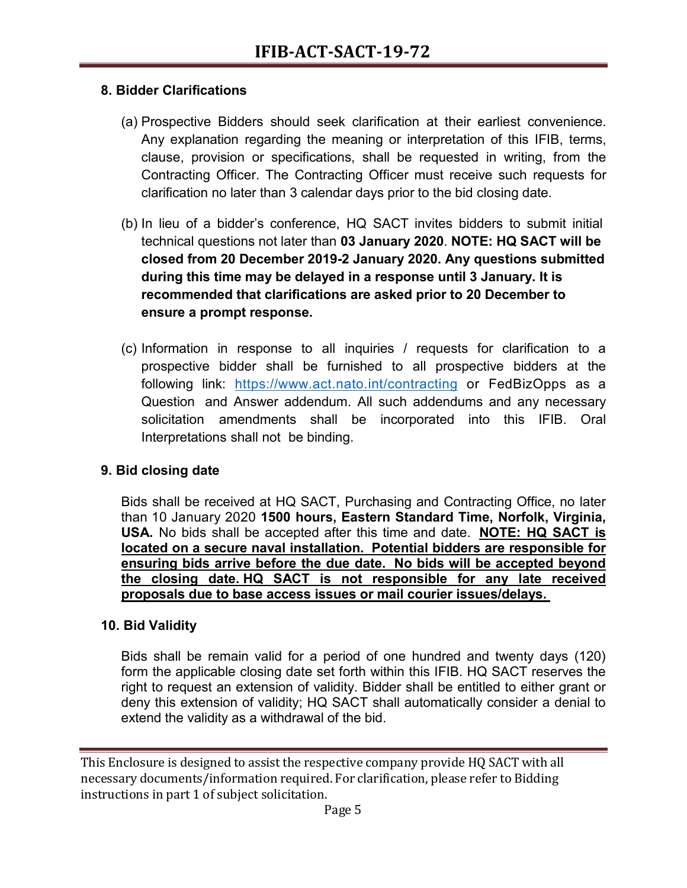### 8. Bidder Clarifications

(a) Prospective Bidders should seek clarification at their earliest convenience. Any explanation regarding the meaning or interpretation of this IFIB, terms, clause, provision or specifications, shall be requested in writing, from the Contracting Officer. The Contracting Officer must receive such requests for clarification no later than 3 calendar days prior to the bid closing date.

(b) In lieu of a bidder's conference, HQ SACT invites bidders to submit initial technical questions not later than **03 January 2020**. **NOTE: HQ SACT will be closed from 20 December 2019-2 January 2020. Any questions submitted during this time may be delayed in a response until 3 January. It is recommended that clarifications are asked prior to 20 December to ensure a prompt response.**

(c) Information in response to all inquiries / requests for clarification to a prospective bidder shall be furnished to all prospective bidders at the following link: https://www.act.nato.int/contracting or FedBizOpps as a Question and Answer addendum. All such addendums and any necessary solicitation amendments shall be incorporated into this IFIB. Oral Interpretations shall not be binding.

### 9. Bid closing date

Bids shall be received at HQ SACT, Purchasing and Contracting Office, no later than 10 January 2020 **1500 hours, Eastern Standard Time, Norfolk, Virginia, USA.** No bids shall be accepted after this time and date. **NOTE: HQ SACT is located on a secure naval installation. Potential bidders are responsible for ensuring bids arrive before the due date. No bids will be accepted beyond the closing date. HQ SACT is not responsible for any late received proposals due to base access issues or mail courier issues/delays.**

### 10. Bid Validity

Bids shall be remain valid for a period of one hundred and twenty days (120) form the applicable closing date set forth within this IFIB. HQ SACT reserves the right to request an extension of validity. Bidder shall be entitled to either grant or deny this extension of validity; HQ SACT shall automatically consider a denial to extend the validity as a withdrawal of the bid.

This Enclosure is designed to assist the respective company provide HQ SACT with all necessary documents/information required. For clarification, please refer to Bidding instructions in part 1 of subject solicitation.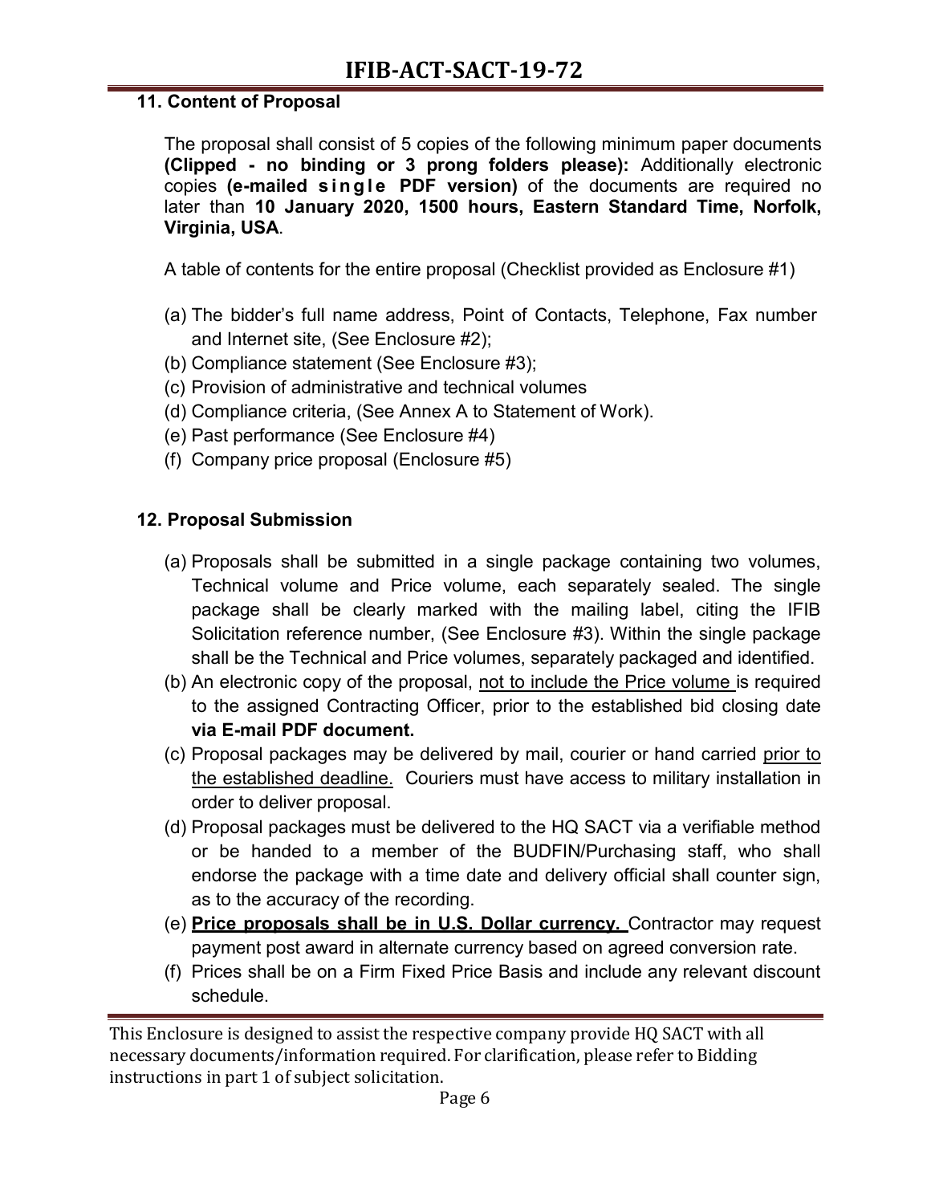### 11. Content of Proposal

The proposal shall consist of 5 copies of the following minimum paper documents **(Clipped - no binding or 3 prong folders please):** Additionally electronic copies **(e-mailed single PDF version)** of the documents are required no later than **10 January 2020, 1500 hours, Eastern Standard Time, Norfolk, Virginia, USA**.

A table of contents for the entire proposal (Checklist provided as Enclosure #1)

(a) The bidder's full name address, Point of Contacts, Telephone, Fax number and Internet site, (See Enclosure #2);
(b) Compliance statement (See Enclosure #3);
(c) Provision of administrative and technical volumes
(d) Compliance criteria, (See Annex A to Statement of Work).
(e) Past performance (See Enclosure #4)
(f) Company price proposal (Enclosure #5)

### 12. Proposal Submission

(a) Proposals shall be submitted in a single package containing two volumes, Technical volume and Price volume, each separately sealed. The single package shall be clearly marked with the mailing label, citing the IFIB Solicitation reference number, (See Enclosure #3). Within the single package shall be the Technical and Price volumes, separately packaged and identified.
(b) An electronic copy of the proposal, not to include the Price volume is required to the assigned Contracting Officer, prior to the established bid closing date **via E-mail PDF document.**
(c) Proposal packages may be delivered by mail, courier or hand carried prior to the established deadline. Couriers must have access to military installation in order to deliver proposal.
(d) Proposal packages must be delivered to the HQ SACT via a verifiable method or be handed to a member of the BUDFIN/Purchasing staff, who shall endorse the package with a time date and delivery official shall counter sign, as to the accuracy of the recording.
(e) **Price proposals shall be in U.S. Dollar currency.** Contractor may request payment post award in alternate currency based on agreed conversion rate.
(f) Prices shall be on a Firm Fixed Price Basis and include any relevant discount schedule.

This Enclosure is designed to assist the respective company provide HQ SACT with all necessary documents/information required. For clarification, please refer to Bidding instructions in part 1 of subject solicitation.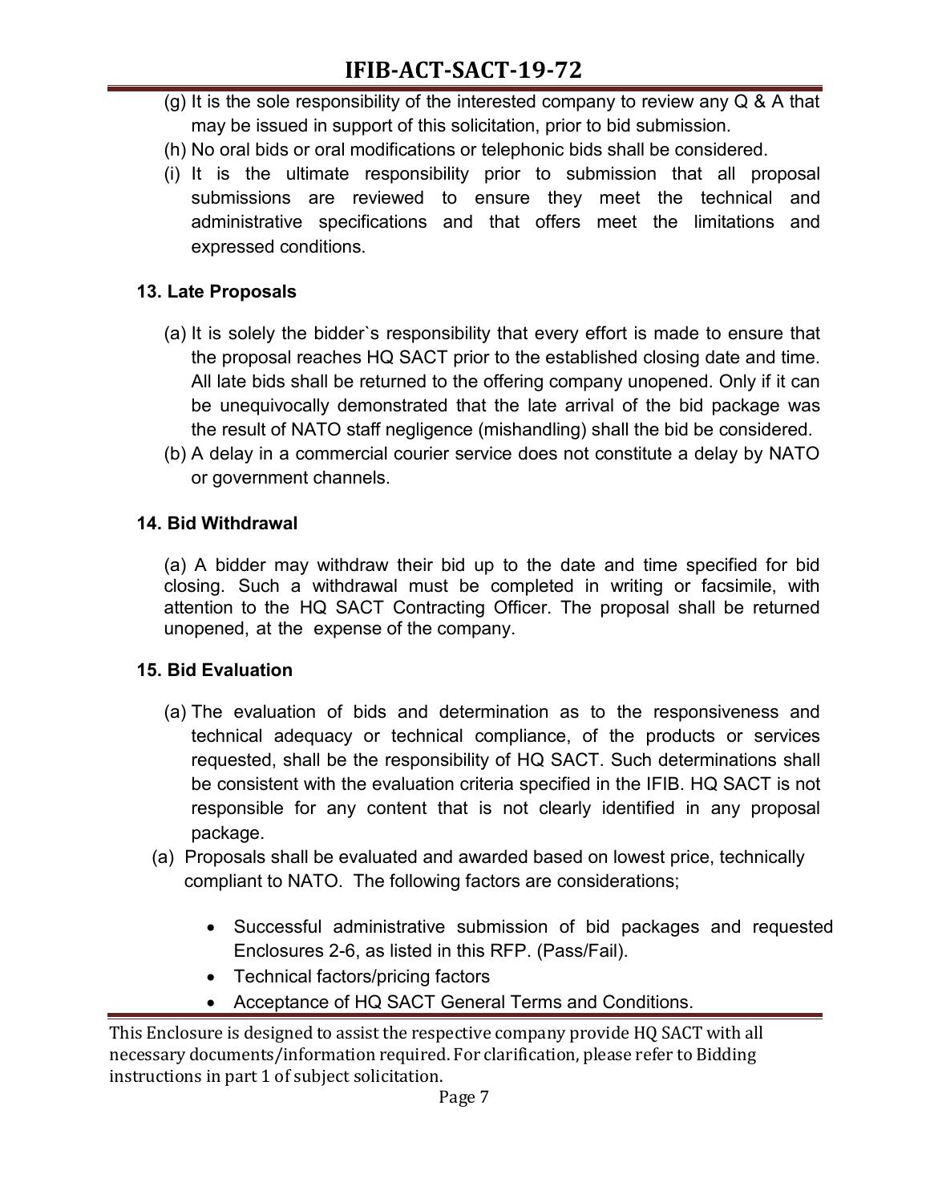(g) It is the sole responsibility of the interested company to review any Q & A that may be issued in support of this solicitation, prior to bid submission.

(h) No oral bids or oral modifications or telephonic bids shall be considered.

(i) It is the ultimate responsibility prior to submission that all proposal submissions are reviewed to ensure they meet the technical and administrative specifications and that offers meet the limitations and expressed conditions.

**13. Late Proposals**

(a) It is solely the bidder`s responsibility that every effort is made to ensure that the proposal reaches HQ SACT prior to the established closing date and time. All late bids shall be returned to the offering company unopened. Only if it can be unequivocally demonstrated that the late arrival of the bid package was the result of NATO staff negligence (mishandling) shall the bid be considered.

(b) A delay in a commercial courier service does not constitute a delay by NATO or government channels.

**14. Bid Withdrawal**

(a) A bidder may withdraw their bid up to the date and time specified for bid closing. Such a withdrawal must be completed in writing or facsimile, with attention to the HQ SACT Contracting Officer. The proposal shall be returned unopened, at the expense of the company.

**15. Bid Evaluation**

(a) The evaluation of bids and determination as to the responsiveness and technical adequacy or technical compliance, of the products or services requested, shall be the responsibility of HQ SACT. Such determinations shall be consistent with the evaluation criteria specified in the IFIB. HQ SACT is not responsible for any content that is not clearly identified in any proposal package.

(a) Proposals shall be evaluated and awarded based on lowest price, technically compliant to NATO. The following factors are considerations;

- Successful administrative submission of bid packages and requested Enclosures 2-6, as listed in this RFP. (Pass/Fail).
- Technical factors/pricing factors
- Acceptance of HQ SACT General Terms and Conditions.

This Enclosure is designed to assist the respective company provide HQ SACT with all necessary documents/information required. For clarification, please refer to Bidding instructions in part 1 of subject solicitation.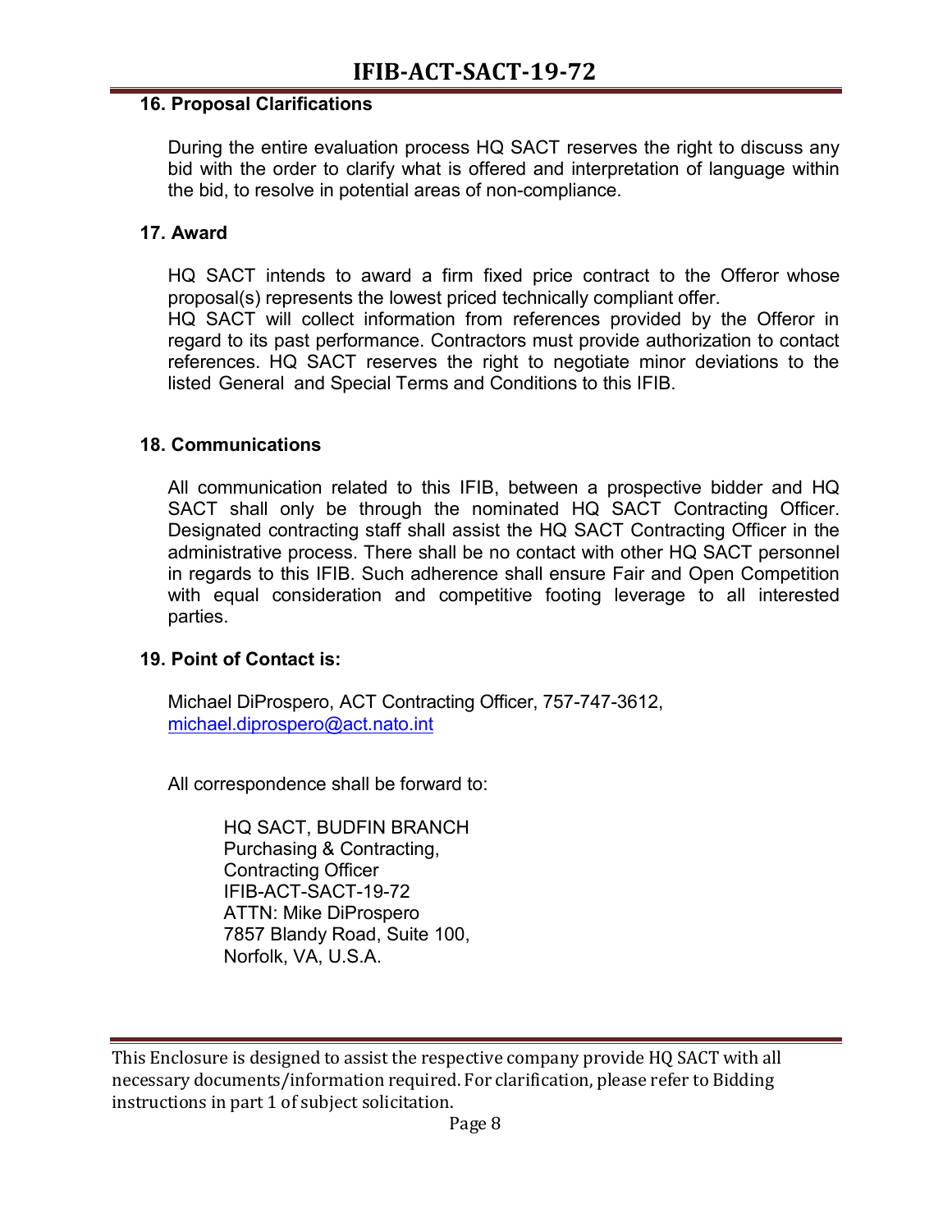### 16. Proposal Clarifications

During the entire evaluation process HQ SACT reserves the right to discuss any bid with the order to clarify what is offered and interpretation of language within the bid, to resolve in potential areas of non-compliance.

### 17. Award

HQ SACT intends to award a firm fixed price contract to the Offeror whose proposal(s) represents the lowest priced technically compliant offer.
HQ SACT will collect information from references provided by the Offeror in regard to its past performance. Contractors must provide authorization to contact references. HQ SACT reserves the right to negotiate minor deviations to the listed General and Special Terms and Conditions to this IFIB.

### 18. Communications

All communication related to this IFIB, between a prospective bidder and HQ SACT shall only be through the nominated HQ SACT Contracting Officer. Designated contracting staff shall assist the HQ SACT Contracting Officer in the administrative process. There shall be no contact with other HQ SACT personnel in regards to this IFIB. Such adherence shall ensure Fair and Open Competition with equal consideration and competitive footing leverage to all interested parties.

### 19. Point of Contact is:

Michael DiProspero, ACT Contracting Officer, 757-747-3612, michael.diprospero@act.nato.int

All correspondence shall be forward to:

HQ SACT, BUDFIN BRANCH
Purchasing & Contracting,
Contracting Officer
IFIB-ACT-SACT-19-72
ATTN: Mike DiProspero
7857 Blandy Road, Suite 100,
Norfolk, VA, U.S.A.

This Enclosure is designed to assist the respective company provide HQ SACT with all necessary documents/information required. For clarification, please refer to Bidding instructions in part 1 of subject solicitation.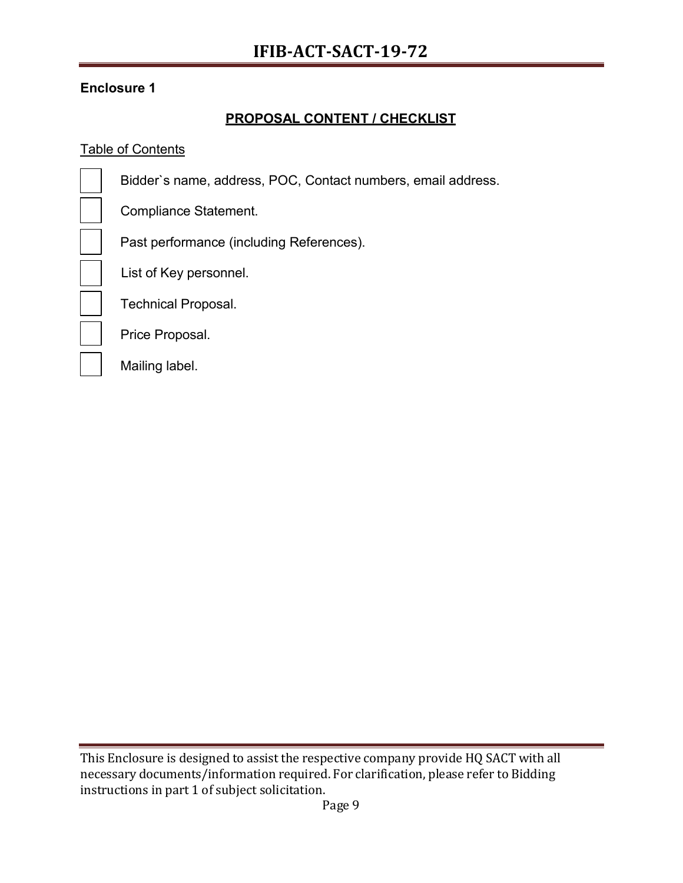**Enclosure 1**

## PROPOSAL CONTENT / CHECKLIST

Table of Contents

- [ ] Bidder`s name, address, POC, Contact numbers, email address.
- [ ] Compliance Statement.
- [ ] Past performance (including References).
- [ ] List of Key personnel.
- [ ] Technical Proposal.
- [ ] Price Proposal.
- [ ] Mailing label.

This Enclosure is designed to assist the respective company provide HQ SACT with all necessary documents/information required. For clarification, please refer to Bidding instructions in part 1 of subject solicitation.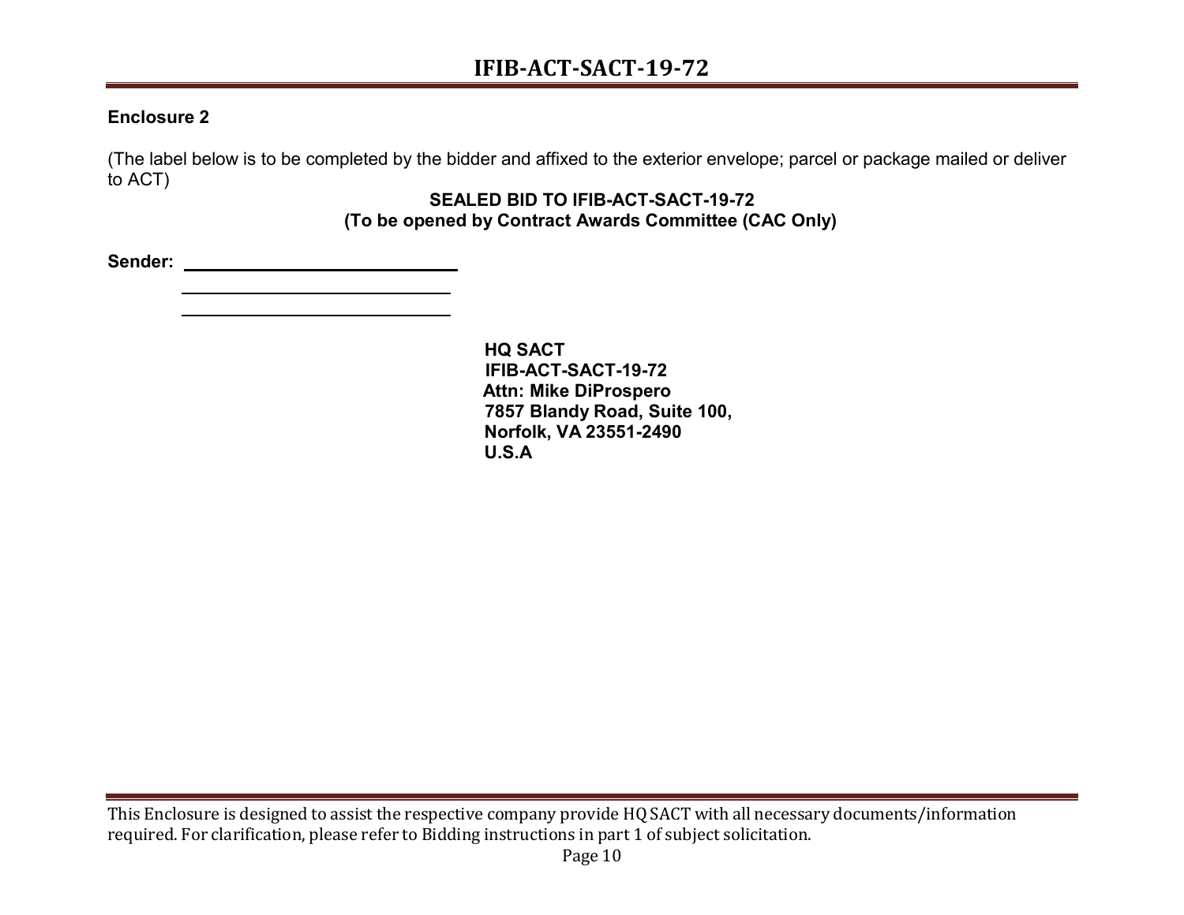**Enclosure 2**

(The label below is to be completed by the bidder and affixed to the exterior envelope; parcel or package mailed or deliver to ACT)

**SEALED BID TO IFIB-ACT-SACT-19-72**
**(To be opened by Contract Awards Committee (CAC Only)**

**Sender:** ____________________________

____________________________

____________________________

**HQ SACT**
**IFIB-ACT-SACT-19-72**
**Attn: Mike DiProspero**
**7857 Blandy Road, Suite 100,**
**Norfolk, VA 23551-2490**
**U.S.A**

This Enclosure is designed to assist the respective company provide HQ SACT with all necessary documents/information required. For clarification, please refer to Bidding instructions in part 1 of subject solicitation.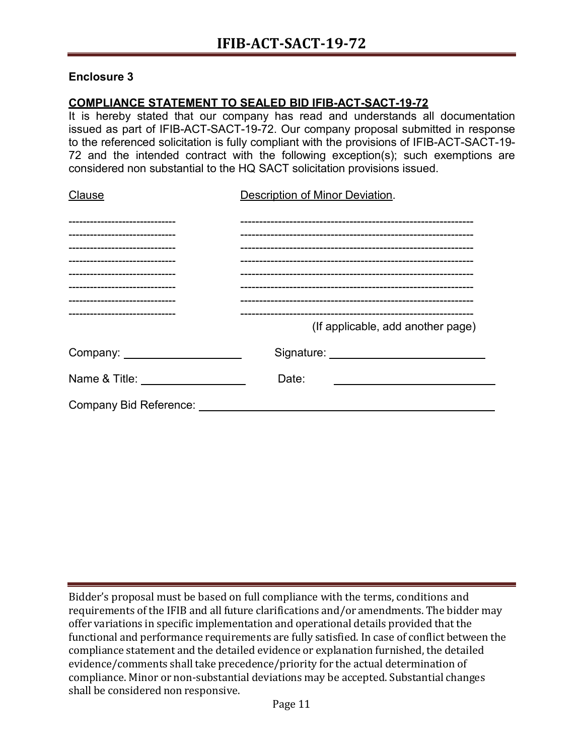**Enclosure 3**

**COMPLIANCE STATEMENT TO SEALED BID IFIB-ACT-SACT-19-72**

It is hereby stated that our company has read and understands all documentation issued as part of IFIB-ACT-SACT-19-72. Our company proposal submitted in response to the referenced solicitation is fully compliant with the provisions of IFIB-ACT-SACT-19-72 and the intended contract with the following exception(s); such exemptions are considered non substantial to the HQ SACT solicitation provisions issued.

| Clause | Description of Minor Deviation. |
|---|---|
| ------------------------------ | -------------------------------------------------------------- |
| ------------------------------ | -------------------------------------------------------------- |
| ------------------------------ | -------------------------------------------------------------- |
| ------------------------------ | -------------------------------------------------------------- |
| ------------------------------ | -------------------------------------------------------------- |
| ------------------------------ | -------------------------------------------------------------- |
| ------------------------------ | -------------------------------------------------------------- |
| ------------------------------ | -------------------------------------------------------------- |

(If applicable, add another page)

Company: ____________________ Signature: __________________________

Name & Title: __________________ Date: ____________________________

Company Bid Reference: ________________________________________________

Bidder's proposal must be based on full compliance with the terms, conditions and requirements of the IFIB and all future clarifications and/or amendments. The bidder may offer variations in specific implementation and operational details provided that the functional and performance requirements are fully satisfied. In case of conflict between the compliance statement and the detailed evidence or explanation furnished, the detailed evidence/comments shall take precedence/priority for the actual determination of compliance. Minor or non-substantial deviations may be accepted. Substantial changes shall be considered non responsive.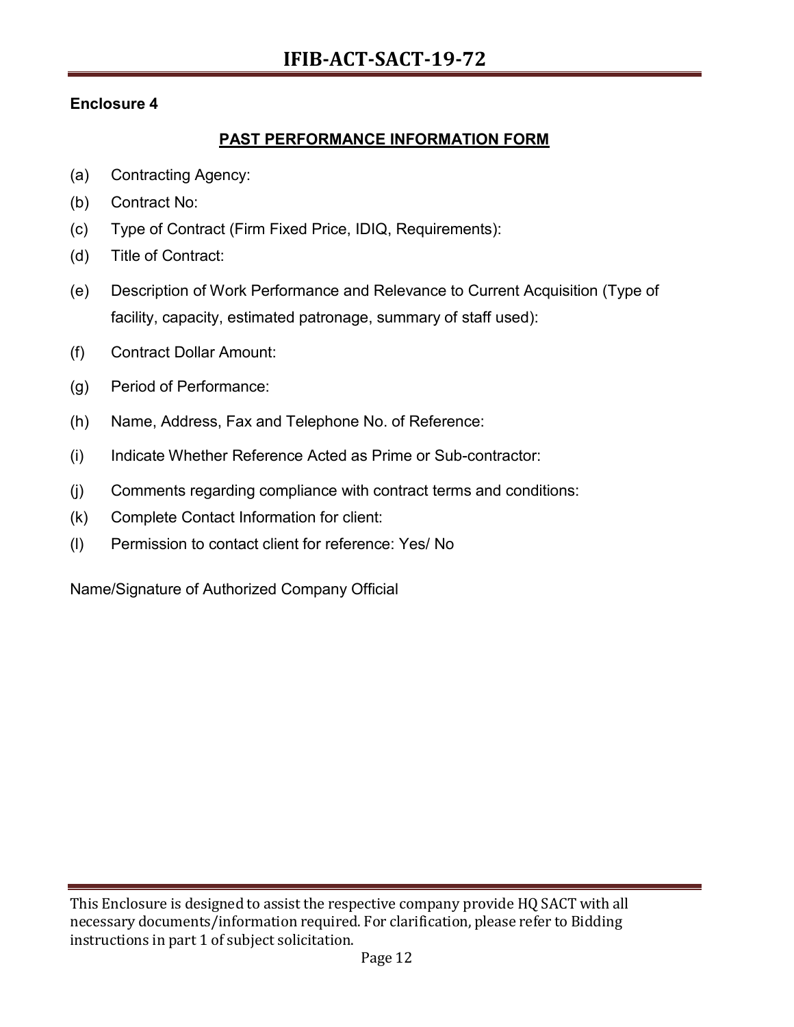**Enclosure 4**

## PAST PERFORMANCE INFORMATION FORM

(a) Contracting Agency:

(b) Contract No:

(c) Type of Contract (Firm Fixed Price, IDIQ, Requirements):

(d) Title of Contract:

(e) Description of Work Performance and Relevance to Current Acquisition (Type of facility, capacity, estimated patronage, summary of staff used):

(f) Contract Dollar Amount:

(g) Period of Performance:

(h) Name, Address, Fax and Telephone No. of Reference:

(i) Indicate Whether Reference Acted as Prime or Sub-contractor:

(j) Comments regarding compliance with contract terms and conditions:

(k) Complete Contact Information for client:

(l) Permission to contact client for reference: Yes/ No

Name/Signature of Authorized Company Official

This Enclosure is designed to assist the respective company provide HQ SACT with all necessary documents/information required. For clarification, please refer to Bidding instructions in part 1 of subject solicitation.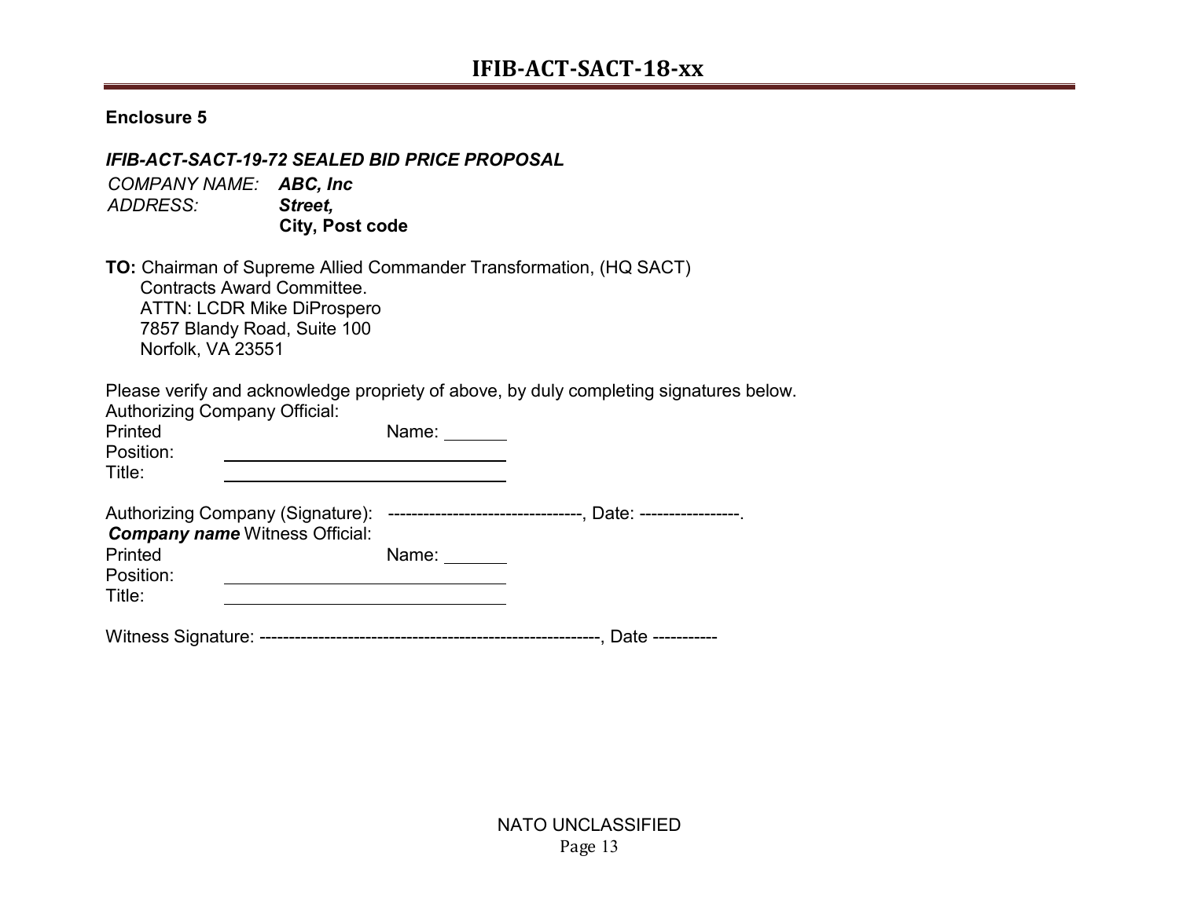**Enclosure 5**

***IFIB-ACT-SACT-19-72 SEALED BID PRICE PROPOSAL***

*COMPANY NAME:* ***ABC, Inc***
*ADDRESS:* ***Street,***
**City, Post code**

**TO:** Chairman of Supreme Allied Commander Transformation, (HQ SACT)
Contracts Award Committee.
ATTN: LCDR Mike DiProspero
7857 Blandy Road, Suite 100
Norfolk, VA 23551

Please verify and acknowledge propriety of above, by duly completing signatures below.

Authorizing Company Official:
Printed Name: _______
Position: ____________________________
Title: ____________________________

Authorizing Company (Signature): ---------------------------------, Date: -----------------.

***Company name*** Witness Official:
Printed Name: _______
Position: ____________________________
Title: ____________________________

Witness Signature: ---------------------------------------------------------, Date -----------

NATO UNCLASSIFIED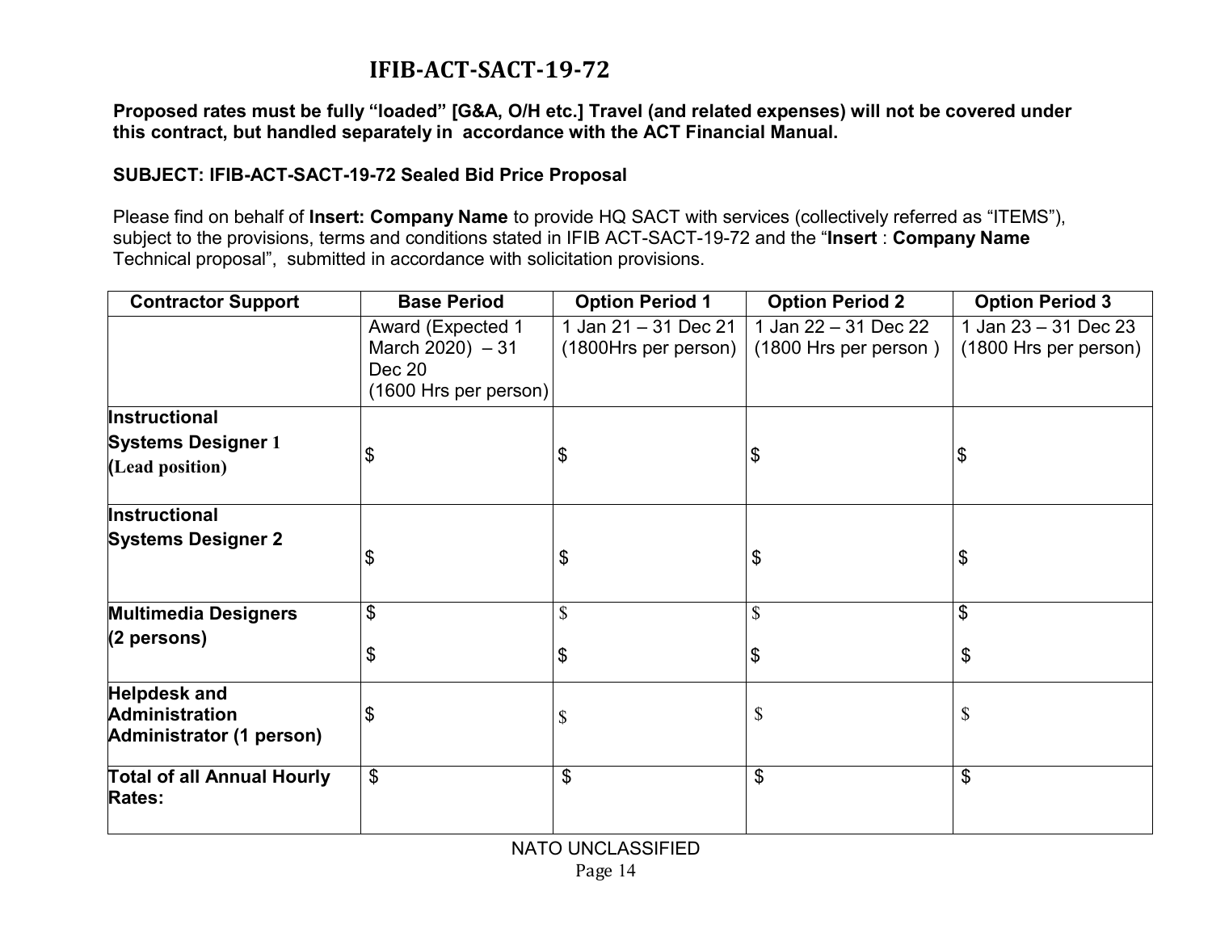# IFIB-ACT-SACT-19-72

**Proposed rates must be fully "loaded" [G&A, O/H etc.] Travel (and related expenses) will not be covered under this contract, but handled separately in accordance with the ACT Financial Manual.**

**SUBJECT: IFIB-ACT-SACT-19-72 Sealed Bid Price Proposal**

Please find on behalf of **Insert: Company Name** to provide HQ SACT with services (collectively referred as "ITEMS"), subject to the provisions, terms and conditions stated in IFIB ACT-SACT-19-72 and the "**Insert** : **Company Name** Technical proposal", submitted in accordance with solicitation provisions.

| Contractor Support | Base Period | Option Period 1 | Option Period 2 | Option Period 3 |
|---|---|---|---|---|
| | Award (Expected 1 March 2020) – 31 Dec 20 (1600 Hrs per person) | 1 Jan 21 – 31 Dec 21 (1800Hrs per person) | 1 Jan 22 – 31 Dec 22 (1800 Hrs per person ) | 1 Jan 23 – 31 Dec 23 (1800 Hrs per person) |
| **Instructional Systems Designer 1 (Lead position)** | $ | $ | $ | $ |
| **Instructional Systems Designer 2** | $ | $ | $ | $ |
| **Multimedia Designers (2 persons)** | $<br>$ | $<br>$ | $<br>$ | $<br>$ |
| **Helpdesk and Administration Administrator (1 person)** | $ | $ | $ | $ |
| **Total of all Annual Hourly Rates:** | $ | $ | $ | $ |

NATO UNCLASSIFIED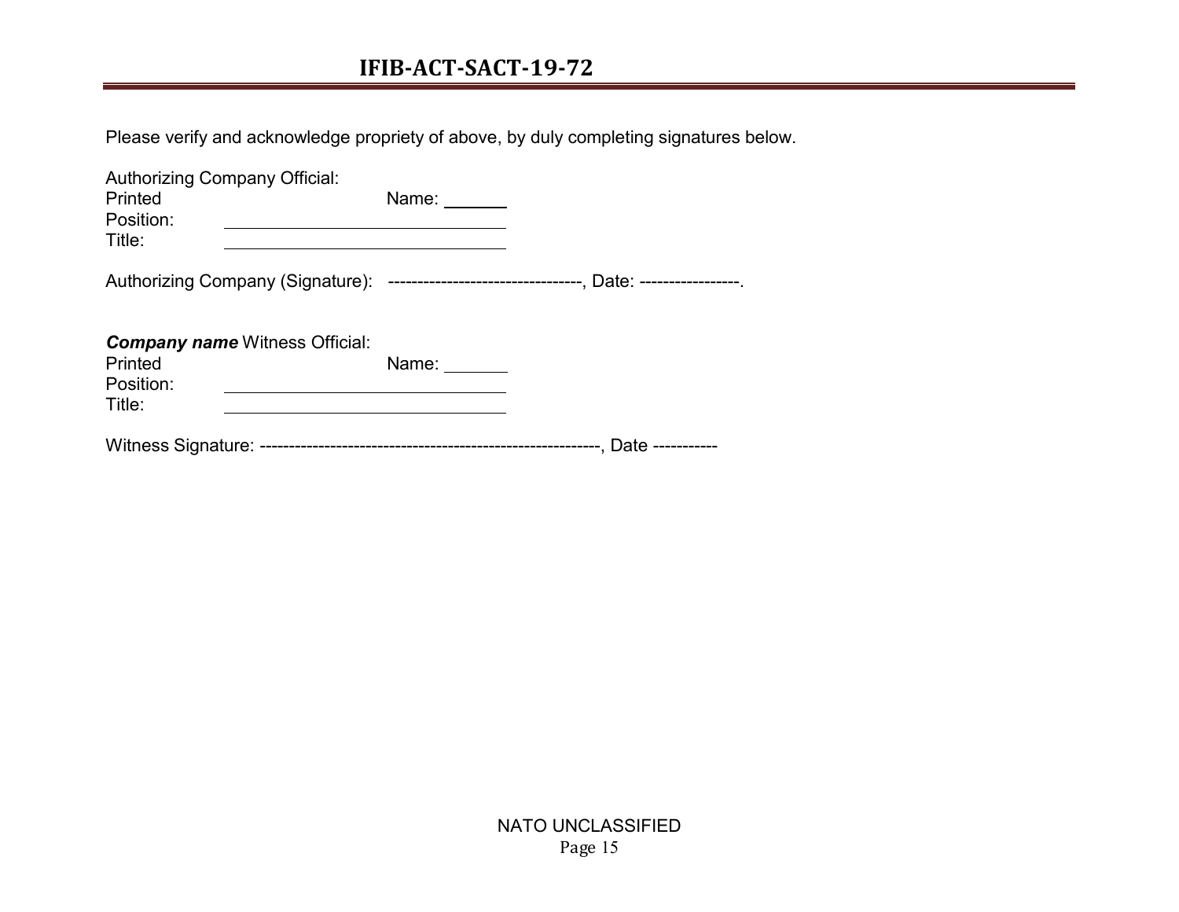Please verify and acknowledge propriety of above, by duly completing signatures below.

Authorizing Company Official:
Printed Name: _______
Position: ______________________________
Title: ______________________________

Authorizing Company (Signature): ---------------------------------, Date: -----------------.

***Company name*** Witness Official:
Printed Name: _______
Position: ______________________________
Title: ______________________________

Witness Signature: ----------------------------------------------------------, Date -----------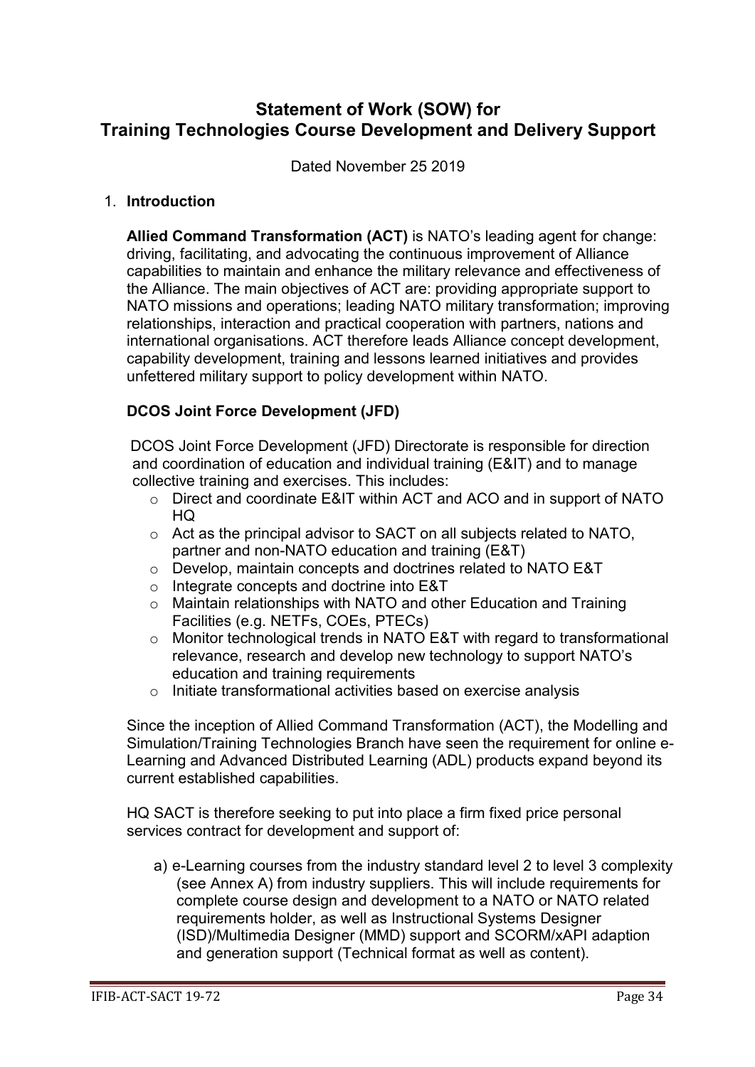# Statement of Work (SOW) for Training Technologies Course Development and Delivery Support

Dated November 25 2019

1. **Introduction**

**Allied Command Transformation (ACT)** is NATO's leading agent for change: driving, facilitating, and advocating the continuous improvement of Alliance capabilities to maintain and enhance the military relevance and effectiveness of the Alliance. The main objectives of ACT are: providing appropriate support to NATO missions and operations; leading NATO military transformation; improving relationships, interaction and practical cooperation with partners, nations and international organisations. ACT therefore leads Alliance concept development, capability development, training and lessons learned initiatives and provides unfettered military support to policy development within NATO.

**DCOS Joint Force Development (JFD)**

DCOS Joint Force Development (JFD) Directorate is responsible for direction and coordination of education and individual training (E&IT) and to manage collective training and exercises. This includes:

- Direct and coordinate E&IT within ACT and ACO and in support of NATO HQ
- Act as the principal advisor to SACT on all subjects related to NATO, partner and non-NATO education and training (E&T)
- Develop, maintain concepts and doctrines related to NATO E&T
- Integrate concepts and doctrine into E&T
- Maintain relationships with NATO and other Education and Training Facilities (e.g. NETFs, COEs, PTECs)
- Monitor technological trends in NATO E&T with regard to transformational relevance, research and develop new technology to support NATO's education and training requirements
- Initiate transformational activities based on exercise analysis

Since the inception of Allied Command Transformation (ACT), the Modelling and Simulation/Training Technologies Branch have seen the requirement for online e-Learning and Advanced Distributed Learning (ADL) products expand beyond its current established capabilities.

HQ SACT is therefore seeking to put into place a firm fixed price personal services contract for development and support of:

a) e-Learning courses from the industry standard level 2 to level 3 complexity (see Annex A) from industry suppliers. This will include requirements for complete course design and development to a NATO or NATO related requirements holder, as well as Instructional Systems Designer (ISD)/Multimedia Designer (MMD) support and SCORM/xAPI adaption and generation support (Technical format as well as content).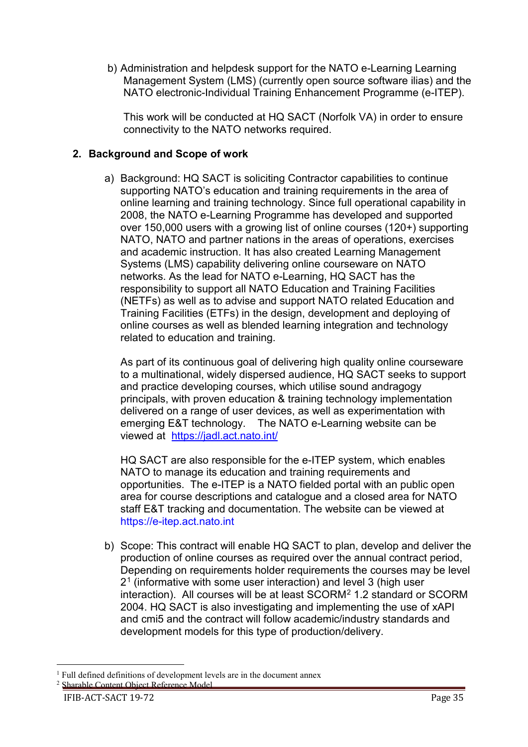b) Administration and helpdesk support for the NATO e-Learning Learning Management System (LMS) (currently open source software ilias) and the NATO electronic-Individual Training Enhancement Programme (e-ITEP).

   This work will be conducted at HQ SACT (Norfolk VA) in order to ensure connectivity to the NATO networks required.

## 2. Background and Scope of work

a) Background: HQ SACT is soliciting Contractor capabilities to continue supporting NATO's education and training requirements in the area of online learning and training technology. Since full operational capability in 2008, the NATO e-Learning Programme has developed and supported over 150,000 users with a growing list of online courses (120+) supporting NATO, NATO and partner nations in the areas of operations, exercises and academic instruction. It has also created Learning Management Systems (LMS) capability delivering online courseware on NATO networks. As the lead for NATO e-Learning, HQ SACT has the responsibility to support all NATO Education and Training Facilities (NETFs) as well as to advise and support NATO related Education and Training Facilities (ETFs) in the design, development and deploying of online courses as well as blended learning integration and technology related to education and training.

   As part of its continuous goal of delivering high quality online courseware to a multinational, widely dispersed audience, HQ SACT seeks to support and practice developing courses, which utilise sound andragogy principals, with proven education & training technology implementation delivered on a range of user devices, as well as experimentation with emerging E&T technology. The NATO e-Learning website can be viewed at https://jadl.act.nato.int/

   HQ SACT are also responsible for the e-ITEP system, which enables NATO to manage its education and training requirements and opportunities. The e-ITEP is a NATO fielded portal with an public open area for course descriptions and catalogue and a closed area for NATO staff E&T tracking and documentation. The website can be viewed at https://e-itep.act.nato.int

b) Scope: This contract will enable HQ SACT to plan, develop and deliver the production of online courses as required over the annual contract period, Depending on requirements holder requirements the courses may be level 2[1] (informative with some user interaction) and level 3 (high user interaction). All courses will be at least SCORM[2] 1.2 standard or SCORM 2004. HQ SACT is also investigating and implementing the use of xAPI and cmi5 and the contract will follow academic/industry standards and development models for this type of production/delivery.

---

[1] Full defined definitions of development levels are in the document annex

[2] Sharable Content Object Reference Model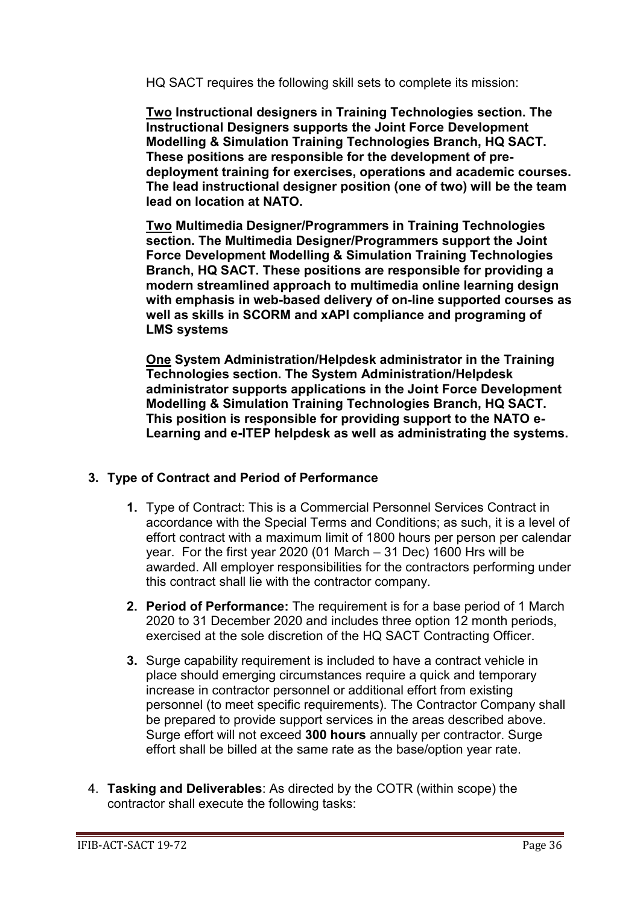HQ SACT requires the following skill sets to complete its mission:

**Two Instructional designers in Training Technologies section. The Instructional Designers supports the Joint Force Development Modelling & Simulation Training Technologies Branch, HQ SACT. These positions are responsible for the development of pre-deployment training for exercises, operations and academic courses. The lead instructional designer position (one of two) will be the team lead on location at NATO.**

**Two Multimedia Designer/Programmers in Training Technologies section. The Multimedia Designer/Programmers support the Joint Force Development Modelling & Simulation Training Technologies Branch, HQ SACT. These positions are responsible for providing a modern streamlined approach to multimedia online learning design with emphasis in web-based delivery of on-line supported courses as well as skills in SCORM and xAPI compliance and programing of LMS systems**

**One System Administration/Helpdesk administrator in the Training Technologies section. The System Administration/Helpdesk administrator supports applications in the Joint Force Development Modelling & Simulation Training Technologies Branch, HQ SACT. This position is responsible for providing support to the NATO e-Learning and e-ITEP helpdesk as well as administrating the systems.**

3. **Type of Contract and Period of Performance**

   1. Type of Contract: This is a Commercial Personnel Services Contract in accordance with the Special Terms and Conditions; as such, it is a level of effort contract with a maximum limit of 1800 hours per person per calendar year. For the first year 2020 (01 March – 31 Dec) 1600 Hrs will be awarded. All employer responsibilities for the contractors performing under this contract shall lie with the contractor company.
   2. **Period of Performance:** The requirement is for a base period of 1 March 2020 to 31 December 2020 and includes three option 12 month periods, exercised at the sole discretion of the HQ SACT Contracting Officer.
   3. Surge capability requirement is included to have a contract vehicle in place should emerging circumstances require a quick and temporary increase in contractor personnel or additional effort from existing personnel (to meet specific requirements). The Contractor Company shall be prepared to provide support services in the areas described above. Surge effort will not exceed **300 hours** annually per contractor. Surge effort shall be billed at the same rate as the base/option year rate.

4. **Tasking and Deliverables**: As directed by the COTR (within scope) the contractor shall execute the following tasks: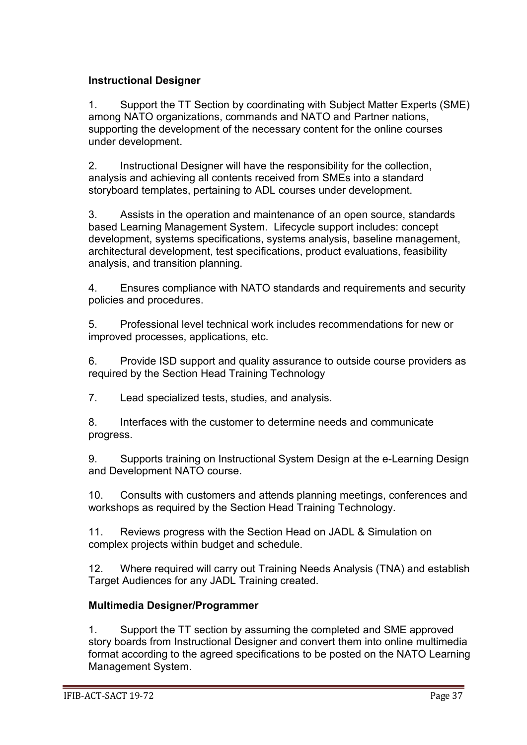**Instructional Designer**

1. Support the TT Section by coordinating with Subject Matter Experts (SME) among NATO organizations, commands and NATO and Partner nations, supporting the development of the necessary content for the online courses under development.

2. Instructional Designer will have the responsibility for the collection, analysis and achieving all contents received from SMEs into a standard storyboard templates, pertaining to ADL courses under development.

3. Assists in the operation and maintenance of an open source, standards based Learning Management System. Lifecycle support includes: concept development, systems specifications, systems analysis, baseline management, architectural development, test specifications, product evaluations, feasibility analysis, and transition planning.

4. Ensures compliance with NATO standards and requirements and security policies and procedures.

5. Professional level technical work includes recommendations for new or improved processes, applications, etc.

6. Provide ISD support and quality assurance to outside course providers as required by the Section Head Training Technology

7. Lead specialized tests, studies, and analysis.

8. Interfaces with the customer to determine needs and communicate progress.

9. Supports training on Instructional System Design at the e-Learning Design and Development NATO course.

10. Consults with customers and attends planning meetings, conferences and workshops as required by the Section Head Training Technology.

11. Reviews progress with the Section Head on JADL & Simulation on complex projects within budget and schedule.

12. Where required will carry out Training Needs Analysis (TNA) and establish Target Audiences for any JADL Training created.

**Multimedia Designer/Programmer**

1. Support the TT section by assuming the completed and SME approved story boards from Instructional Designer and convert them into online multimedia format according to the agreed specifications to be posted on the NATO Learning Management System.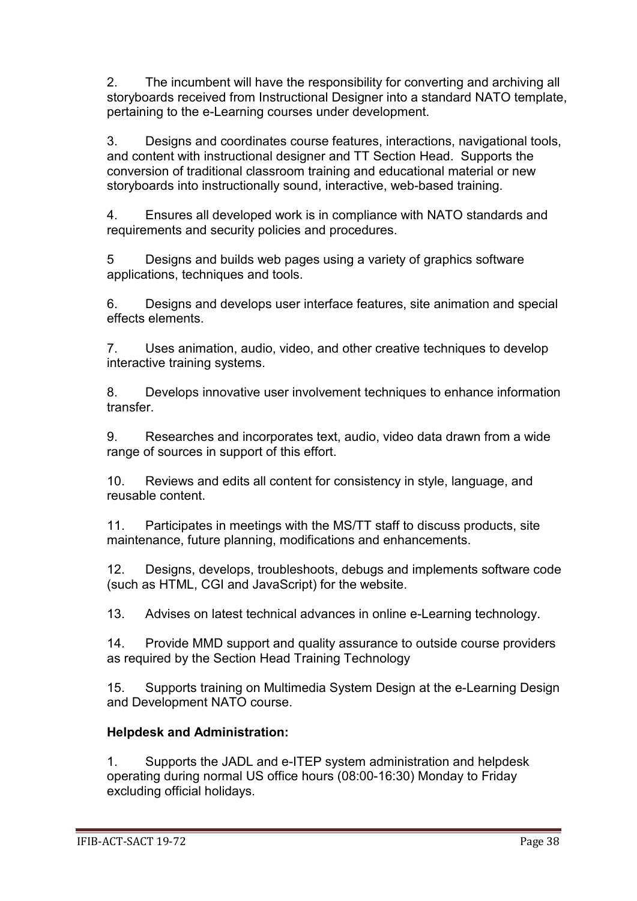2. The incumbent will have the responsibility for converting and archiving all storyboards received from Instructional Designer into a standard NATO template, pertaining to the e-Learning courses under development.

3. Designs and coordinates course features, interactions, navigational tools, and content with instructional designer and TT Section Head. Supports the conversion of traditional classroom training and educational material or new storyboards into instructionally sound, interactive, web-based training.

4. Ensures all developed work is in compliance with NATO standards and requirements and security policies and procedures.

5 Designs and builds web pages using a variety of graphics software applications, techniques and tools.

6. Designs and develops user interface features, site animation and special effects elements.

7. Uses animation, audio, video, and other creative techniques to develop interactive training systems.

8. Develops innovative user involvement techniques to enhance information transfer.

9. Researches and incorporates text, audio, video data drawn from a wide range of sources in support of this effort.

10. Reviews and edits all content for consistency in style, language, and reusable content.

11. Participates in meetings with the MS/TT staff to discuss products, site maintenance, future planning, modifications and enhancements.

12. Designs, develops, troubleshoots, debugs and implements software code (such as HTML, CGI and JavaScript) for the website.

13. Advises on latest technical advances in online e-Learning technology.

14. Provide MMD support and quality assurance to outside course providers as required by the Section Head Training Technology

15. Supports training on Multimedia System Design at the e-Learning Design and Development NATO course.

**Helpdesk and Administration:**

1. Supports the JADL and e-ITEP system administration and helpdesk operating during normal US office hours (08:00-16:30) Monday to Friday excluding official holidays.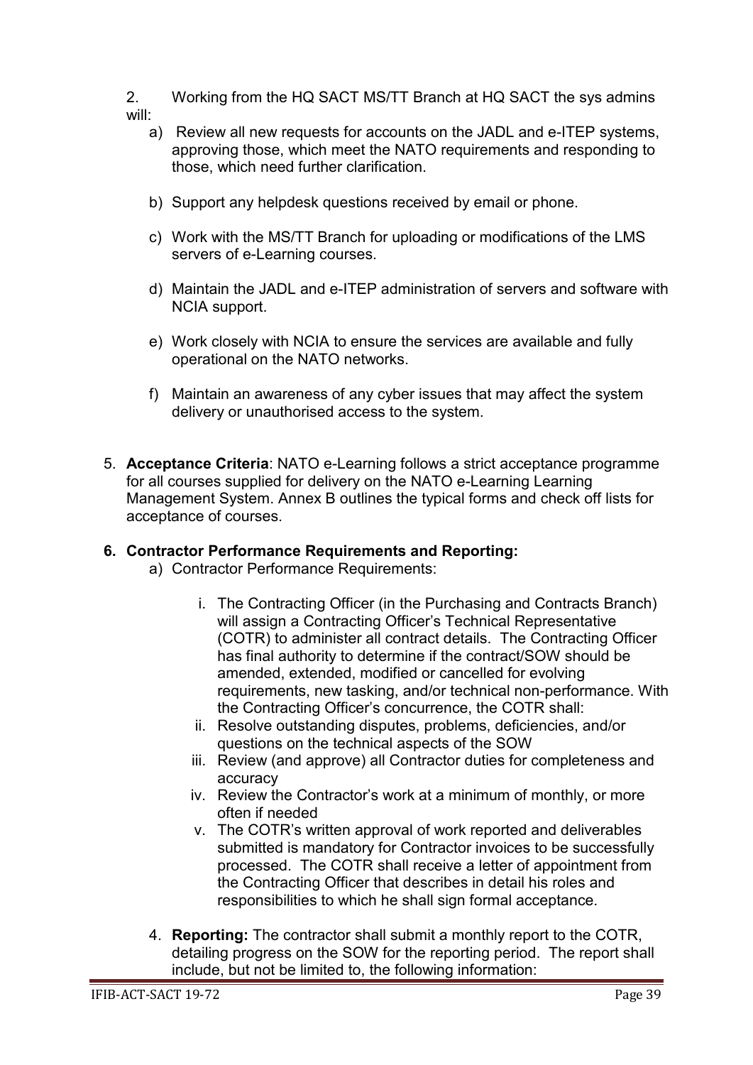2. Working from the HQ SACT MS/TT Branch at HQ SACT the sys admins will:

   a) Review all new requests for accounts on the JADL and e-ITEP systems, approving those, which meet the NATO requirements and responding to those, which need further clarification.

   b) Support any helpdesk questions received by email or phone.

   c) Work with the MS/TT Branch for uploading or modifications of the LMS servers of e-Learning courses.

   d) Maintain the JADL and e-ITEP administration of servers and software with NCIA support.

   e) Work closely with NCIA to ensure the services are available and fully operational on the NATO networks.

   f) Maintain an awareness of any cyber issues that may affect the system delivery or unauthorised access to the system.

5. **Acceptance Criteria**: NATO e-Learning follows a strict acceptance programme for all courses supplied for delivery on the NATO e-Learning Learning Management System. Annex B outlines the typical forms and check off lists for acceptance of courses.

**6. Contractor Performance Requirements and Reporting:**

   a) Contractor Performance Requirements:

      i. The Contracting Officer (in the Purchasing and Contracts Branch) will assign a Contracting Officer's Technical Representative (COTR) to administer all contract details. The Contracting Officer has final authority to determine if the contract/SOW should be amended, extended, modified or cancelled for evolving requirements, new tasking, and/or technical non-performance. With the Contracting Officer's concurrence, the COTR shall:

      ii. Resolve outstanding disputes, problems, deficiencies, and/or questions on the technical aspects of the SOW

      iii. Review (and approve) all Contractor duties for completeness and accuracy

      iv. Review the Contractor's work at a minimum of monthly, or more often if needed

      v. The COTR's written approval of work reported and deliverables submitted is mandatory for Contractor invoices to be successfully processed. The COTR shall receive a letter of appointment from the Contracting Officer that describes in detail his roles and responsibilities to which he shall sign formal acceptance.

   4. **Reporting:** The contractor shall submit a monthly report to the COTR, detailing progress on the SOW for the reporting period. The report shall include, but not be limited to, the following information: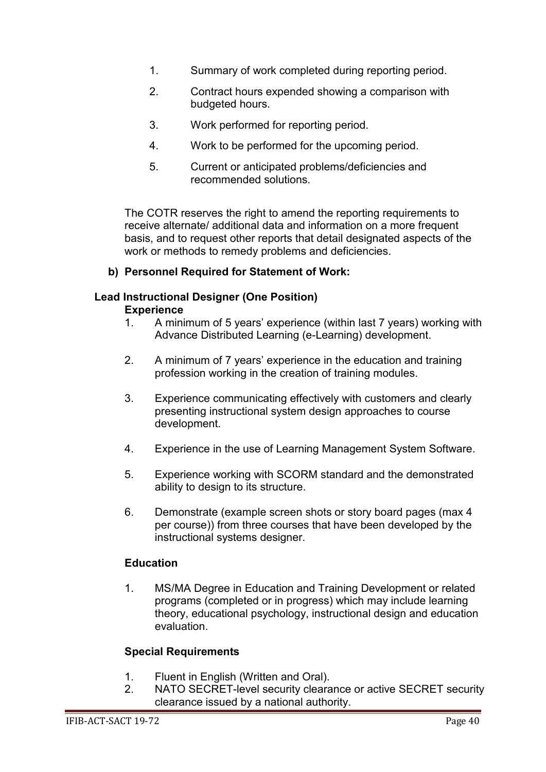1. Summary of work completed during reporting period.
2. Contract hours expended showing a comparison with budgeted hours.
3. Work performed for reporting period.
4. Work to be performed for the upcoming period.
5. Current or anticipated problems/deficiencies and recommended solutions.

The COTR reserves the right to amend the reporting requirements to receive alternate/ additional data and information on a more frequent basis, and to request other reports that detail designated aspects of the work or methods to remedy problems and deficiencies.

**b) Personnel Required for Statement of Work:**

**Lead Instructional Designer (One Position)**

**Experience**

1. A minimum of 5 years' experience (within last 7 years) working with Advance Distributed Learning (e-Learning) development.
2. A minimum of 7 years' experience in the education and training profession working in the creation of training modules.
3. Experience communicating effectively with customers and clearly presenting instructional system design approaches to course development.
4. Experience in the use of Learning Management System Software.
5. Experience working with SCORM standard and the demonstrated ability to design to its structure.
6. Demonstrate (example screen shots or story board pages (max 4 per course)) from three courses that have been developed by the instructional systems designer.

**Education**

1. MS/MA Degree in Education and Training Development or related programs (completed or in progress) which may include learning theory, educational psychology, instructional design and education evaluation.

**Special Requirements**

1. Fluent in English (Written and Oral).
2. NATO SECRET-level security clearance or active SECRET security clearance issued by a national authority.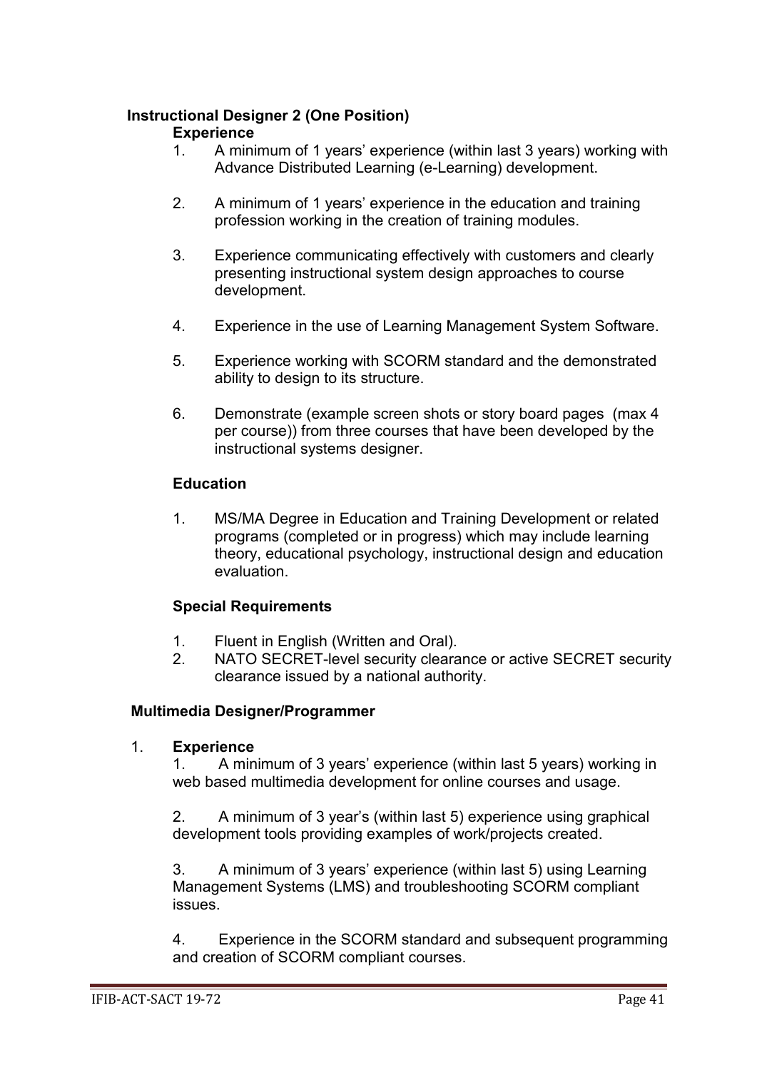**Instructional Designer 2 (One Position)**

**Experience**

1. A minimum of 1 years' experience (within last 3 years) working with Advance Distributed Learning (e-Learning) development.

2. A minimum of 1 years' experience in the education and training profession working in the creation of training modules.

3. Experience communicating effectively with customers and clearly presenting instructional system design approaches to course development.

4. Experience in the use of Learning Management System Software.

5. Experience working with SCORM standard and the demonstrated ability to design to its structure.

6. Demonstrate (example screen shots or story board pages (max 4 per course)) from three courses that have been developed by the instructional systems designer.

**Education**

1. MS/MA Degree in Education and Training Development or related programs (completed or in progress) which may include learning theory, educational psychology, instructional design and education evaluation.

**Special Requirements**

1. Fluent in English (Written and Oral).
2. NATO SECRET-level security clearance or active SECRET security clearance issued by a national authority.

**Multimedia Designer/Programmer**

1. **Experience**

   1. A minimum of 3 years' experience (within last 5 years) working in web based multimedia development for online courses and usage.

   2. A minimum of 3 year's (within last 5) experience using graphical development tools providing examples of work/projects created.

   3. A minimum of 3 years' experience (within last 5) using Learning Management Systems (LMS) and troubleshooting SCORM compliant issues.

   4. Experience in the SCORM standard and subsequent programming and creation of SCORM compliant courses.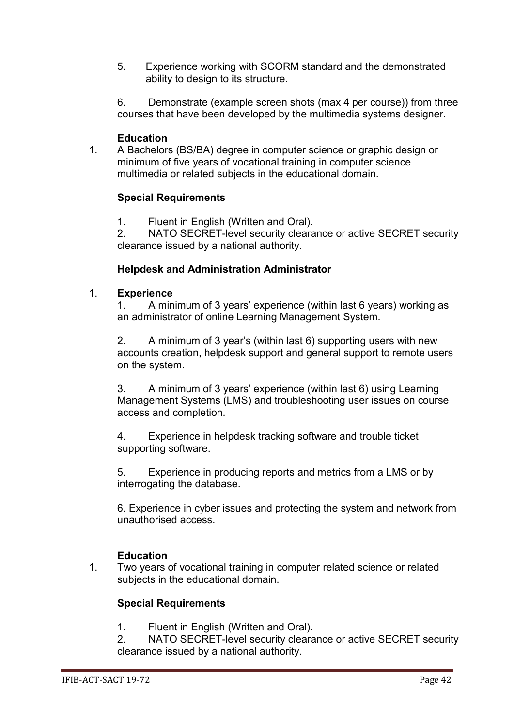5. Experience working with SCORM standard and the demonstrated ability to design to its structure.

6. Demonstrate (example screen shots (max 4 per course)) from three courses that have been developed by the multimedia systems designer.

**Education**

1. A Bachelors (BS/BA) degree in computer science or graphic design or minimum of five years of vocational training in computer science multimedia or related subjects in the educational domain.

**Special Requirements**

1. Fluent in English (Written and Oral).
2. NATO SECRET-level security clearance or active SECRET security clearance issued by a national authority.

**Helpdesk and Administration Administrator**

1. **Experience**

1. A minimum of 3 years' experience (within last 6 years) working as an administrator of online Learning Management System.

2. A minimum of 3 year's (within last 6) supporting users with new accounts creation, helpdesk support and general support to remote users on the system.

3. A minimum of 3 years' experience (within last 6) using Learning Management Systems (LMS) and troubleshooting user issues on course access and completion.

4. Experience in helpdesk tracking software and trouble ticket supporting software.

5. Experience in producing reports and metrics from a LMS or by interrogating the database.

6. Experience in cyber issues and protecting the system and network from unauthorised access.

**Education**

1. Two years of vocational training in computer related science or related subjects in the educational domain.

**Special Requirements**

1. Fluent in English (Written and Oral).
2. NATO SECRET-level security clearance or active SECRET security clearance issued by a national authority.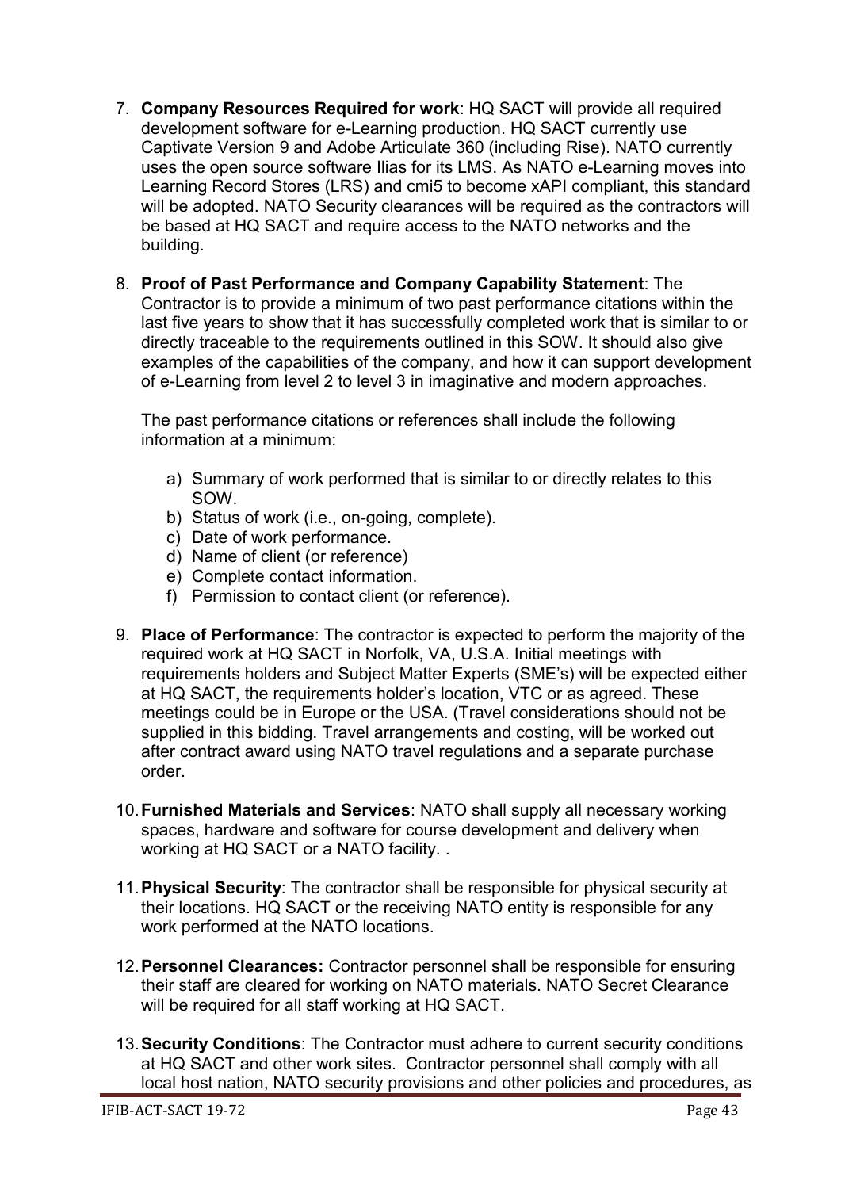7. **Company Resources Required for work**: HQ SACT will provide all required development software for e-Learning production. HQ SACT currently use Captivate Version 9 and Adobe Articulate 360 (including Rise). NATO currently uses the open source software Ilias for its LMS. As NATO e-Learning moves into Learning Record Stores (LRS) and cmi5 to become xAPI compliant, this standard will be adopted. NATO Security clearances will be required as the contractors will be based at HQ SACT and require access to the NATO networks and the building.

8. **Proof of Past Performance and Company Capability Statement**: The Contractor is to provide a minimum of two past performance citations within the last five years to show that it has successfully completed work that is similar to or directly traceable to the requirements outlined in this SOW. It should also give examples of the capabilities of the company, and how it can support development of e-Learning from level 2 to level 3 in imaginative and modern approaches.

   The past performance citations or references shall include the following information at a minimum:

   a) Summary of work performed that is similar to or directly relates to this SOW.
   b) Status of work (i.e., on-going, complete).
   c) Date of work performance.
   d) Name of client (or reference)
   e) Complete contact information.
   f) Permission to contact client (or reference).

9. **Place of Performance**: The contractor is expected to perform the majority of the required work at HQ SACT in Norfolk, VA, U.S.A. Initial meetings with requirements holders and Subject Matter Experts (SME's) will be expected either at HQ SACT, the requirements holder's location, VTC or as agreed. These meetings could be in Europe or the USA. (Travel considerations should not be supplied in this bidding. Travel arrangements and costing, will be worked out after contract award using NATO travel regulations and a separate purchase order.

10. **Furnished Materials and Services**: NATO shall supply all necessary working spaces, hardware and software for course development and delivery when working at HQ SACT or a NATO facility. .

11. **Physical Security**: The contractor shall be responsible for physical security at their locations. HQ SACT or the receiving NATO entity is responsible for any work performed at the NATO locations.

12. **Personnel Clearances:** Contractor personnel shall be responsible for ensuring their staff are cleared for working on NATO materials. NATO Secret Clearance will be required for all staff working at HQ SACT.

13. **Security Conditions**: The Contractor must adhere to current security conditions at HQ SACT and other work sites. Contractor personnel shall comply with all local host nation, NATO security provisions and other policies and procedures, as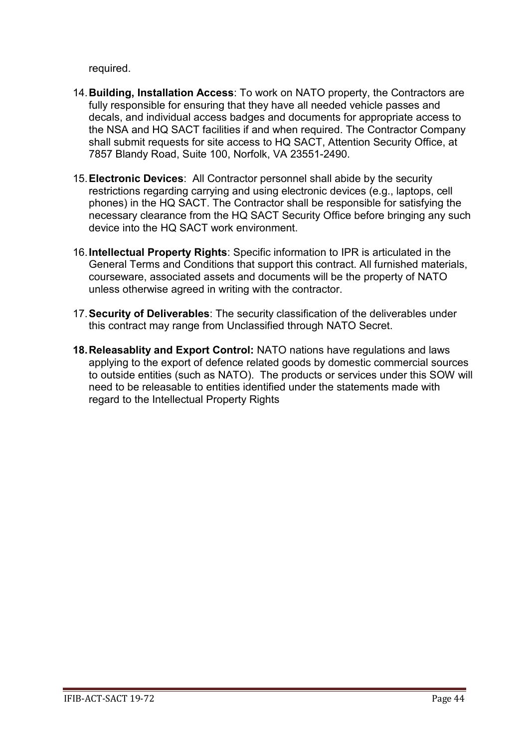required.

14. **Building, Installation Access**: To work on NATO property, the Contractors are fully responsible for ensuring that they have all needed vehicle passes and decals, and individual access badges and documents for appropriate access to the NSA and HQ SACT facilities if and when required. The Contractor Company shall submit requests for site access to HQ SACT, Attention Security Office, at 7857 Blandy Road, Suite 100, Norfolk, VA 23551-2490.

15. **Electronic Devices**: All Contractor personnel shall abide by the security restrictions regarding carrying and using electronic devices (e.g., laptops, cell phones) in the HQ SACT. The Contractor shall be responsible for satisfying the necessary clearance from the HQ SACT Security Office before bringing any such device into the HQ SACT work environment.

16. **Intellectual Property Rights**: Specific information to IPR is articulated in the General Terms and Conditions that support this contract. All furnished materials, courseware, associated assets and documents will be the property of NATO unless otherwise agreed in writing with the contractor.

17. **Security of Deliverables**: The security classification of the deliverables under this contract may range from Unclassified through NATO Secret.

18. **Releasablity and Export Control:** NATO nations have regulations and laws applying to the export of defence related goods by domestic commercial sources to outside entities (such as NATO). The products or services under this SOW will need to be releasable to entities identified under the statements made with regard to the Intellectual Property Rights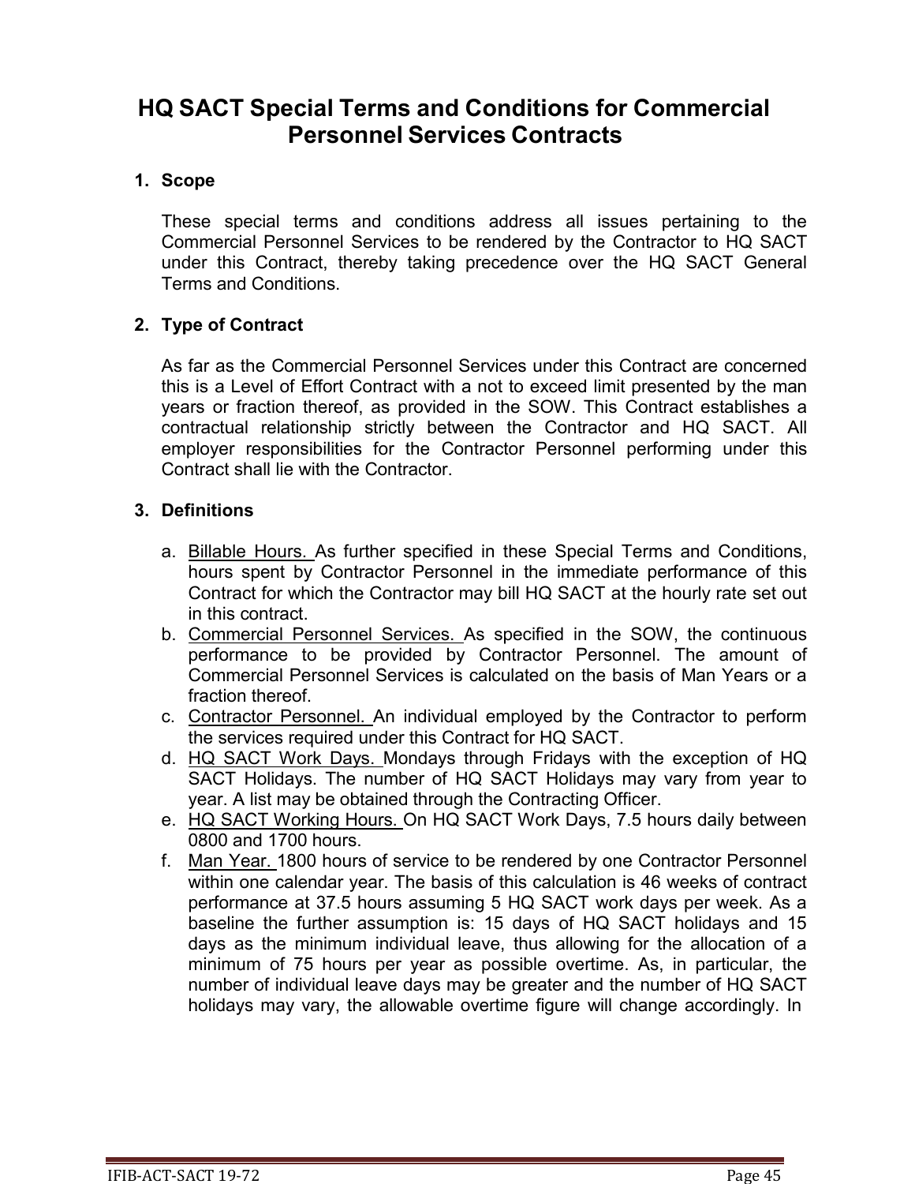# HQ SACT Special Terms and Conditions for Commercial Personnel Services Contracts

## 1. Scope

These special terms and conditions address all issues pertaining to the Commercial Personnel Services to be rendered by the Contractor to HQ SACT under this Contract, thereby taking precedence over the HQ SACT General Terms and Conditions.

## 2. Type of Contract

As far as the Commercial Personnel Services under this Contract are concerned this is a Level of Effort Contract with a not to exceed limit presented by the man years or fraction thereof, as provided in the SOW. This Contract establishes a contractual relationship strictly between the Contractor and HQ SACT. All employer responsibilities for the Contractor Personnel performing under this Contract shall lie with the Contractor.

## 3. Definitions

a. Billable Hours. As further specified in these Special Terms and Conditions, hours spent by Contractor Personnel in the immediate performance of this Contract for which the Contractor may bill HQ SACT at the hourly rate set out in this contract.

b. Commercial Personnel Services. As specified in the SOW, the continuous performance to be provided by Contractor Personnel. The amount of Commercial Personnel Services is calculated on the basis of Man Years or a fraction thereof.

c. Contractor Personnel. An individual employed by the Contractor to perform the services required under this Contract for HQ SACT.

d. HQ SACT Work Days. Mondays through Fridays with the exception of HQ SACT Holidays. The number of HQ SACT Holidays may vary from year to year. A list may be obtained through the Contracting Officer.

e. HQ SACT Working Hours. On HQ SACT Work Days, 7.5 hours daily between 0800 and 1700 hours.

f. Man Year. 1800 hours of service to be rendered by one Contractor Personnel within one calendar year. The basis of this calculation is 46 weeks of contract performance at 37.5 hours assuming 5 HQ SACT work days per week. As a baseline the further assumption is: 15 days of HQ SACT holidays and 15 days as the minimum individual leave, thus allowing for the allocation of a minimum of 75 hours per year as possible overtime. As, in particular, the number of individual leave days may be greater and the number of HQ SACT holidays may vary, the allowable overtime figure will change accordingly. In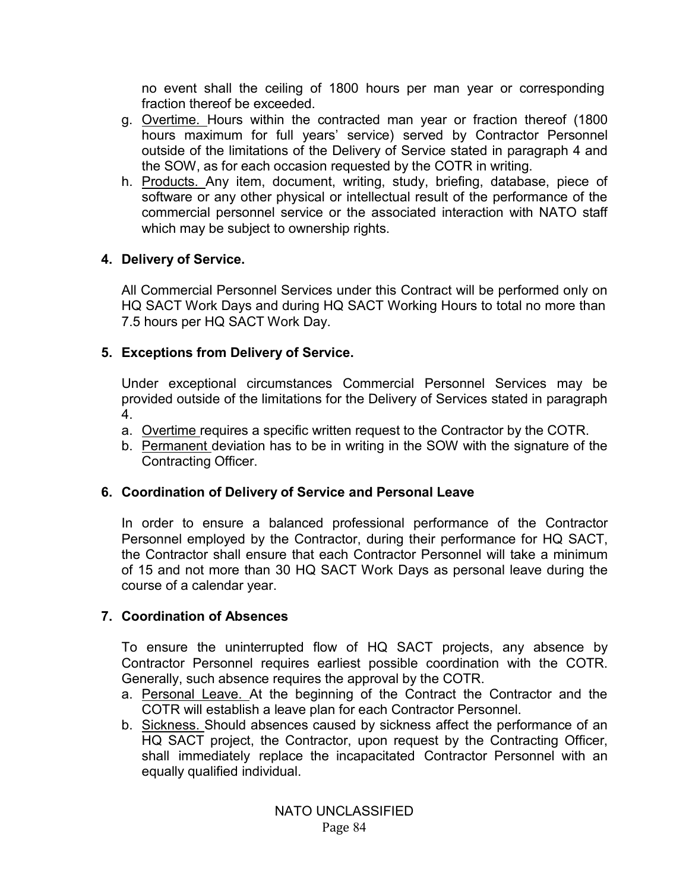no event shall the ceiling of 1800 hours per man year or corresponding fraction thereof be exceeded.

g. Overtime. Hours within the contracted man year or fraction thereof (1800 hours maximum for full years' service) served by Contractor Personnel outside of the limitations of the Delivery of Service stated in paragraph 4 and the SOW, as for each occasion requested by the COTR in writing.
h. Products. Any item, document, writing, study, briefing, database, piece of software or any other physical or intellectual result of the performance of the commercial personnel service or the associated interaction with NATO staff which may be subject to ownership rights.

**4. Delivery of Service.**

All Commercial Personnel Services under this Contract will be performed only on HQ SACT Work Days and during HQ SACT Working Hours to total no more than 7.5 hours per HQ SACT Work Day.

**5. Exceptions from Delivery of Service.**

Under exceptional circumstances Commercial Personnel Services may be provided outside of the limitations for the Delivery of Services stated in paragraph 4.

a. Overtime requires a specific written request to the Contractor by the COTR.
b. Permanent deviation has to be in writing in the SOW with the signature of the Contracting Officer.

**6. Coordination of Delivery of Service and Personal Leave**

In order to ensure a balanced professional performance of the Contractor Personnel employed by the Contractor, during their performance for HQ SACT, the Contractor shall ensure that each Contractor Personnel will take a minimum of 15 and not more than 30 HQ SACT Work Days as personal leave during the course of a calendar year.

**7. Coordination of Absences**

To ensure the uninterrupted flow of HQ SACT projects, any absence by Contractor Personnel requires earliest possible coordination with the COTR. Generally, such absence requires the approval by the COTR.

a. Personal Leave. At the beginning of the Contract the Contractor and the COTR will establish a leave plan for each Contractor Personnel.
b. Sickness. Should absences caused by sickness affect the performance of an HQ SACT project, the Contractor, upon request by the Contracting Officer, shall immediately replace the incapacitated Contractor Personnel with an equally qualified individual.

NATO UNCLASSIFIED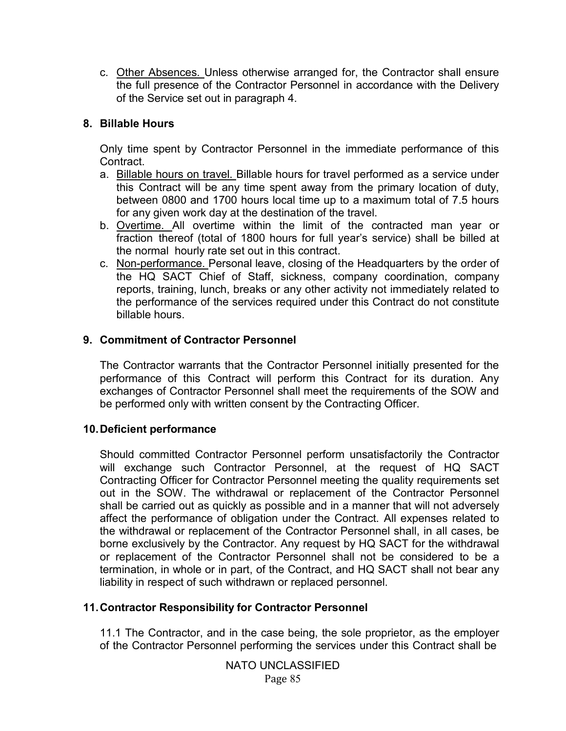c. Other Absences. Unless otherwise arranged for, the Contractor shall ensure the full presence of the Contractor Personnel in accordance with the Delivery of the Service set out in paragraph 4.

## 8. Billable Hours

Only time spent by Contractor Personnel in the immediate performance of this Contract.

a. Billable hours on travel. Billable hours for travel performed as a service under this Contract will be any time spent away from the primary location of duty, between 0800 and 1700 hours local time up to a maximum total of 7.5 hours for any given work day at the destination of the travel.
b. Overtime. All overtime within the limit of the contracted man year or fraction thereof (total of 1800 hours for full year's service) shall be billed at the normal hourly rate set out in this contract.
c. Non-performance. Personal leave, closing of the Headquarters by the order of the HQ SACT Chief of Staff, sickness, company coordination, company reports, training, lunch, breaks or any other activity not immediately related to the performance of the services required under this Contract do not constitute billable hours.

## 9. Commitment of Contractor Personnel

The Contractor warrants that the Contractor Personnel initially presented for the performance of this Contract will perform this Contract for its duration. Any exchanges of Contractor Personnel shall meet the requirements of the SOW and be performed only with written consent by the Contracting Officer.

## 10. Deficient performance

Should committed Contractor Personnel perform unsatisfactorily the Contractor will exchange such Contractor Personnel, at the request of HQ SACT Contracting Officer for Contractor Personnel meeting the quality requirements set out in the SOW. The withdrawal or replacement of the Contractor Personnel shall be carried out as quickly as possible and in a manner that will not adversely affect the performance of obligation under the Contract. All expenses related to the withdrawal or replacement of the Contractor Personnel shall, in all cases, be borne exclusively by the Contractor. Any request by HQ SACT for the withdrawal or replacement of the Contractor Personnel shall not be considered to be a termination, in whole or in part, of the Contract, and HQ SACT shall not bear any liability in respect of such withdrawn or replaced personnel.

## 11. Contractor Responsibility for Contractor Personnel

11.1 The Contractor, and in the case being, the sole proprietor, as the employer of the Contractor Personnel performing the services under this Contract shall be

NATO UNCLASSIFIED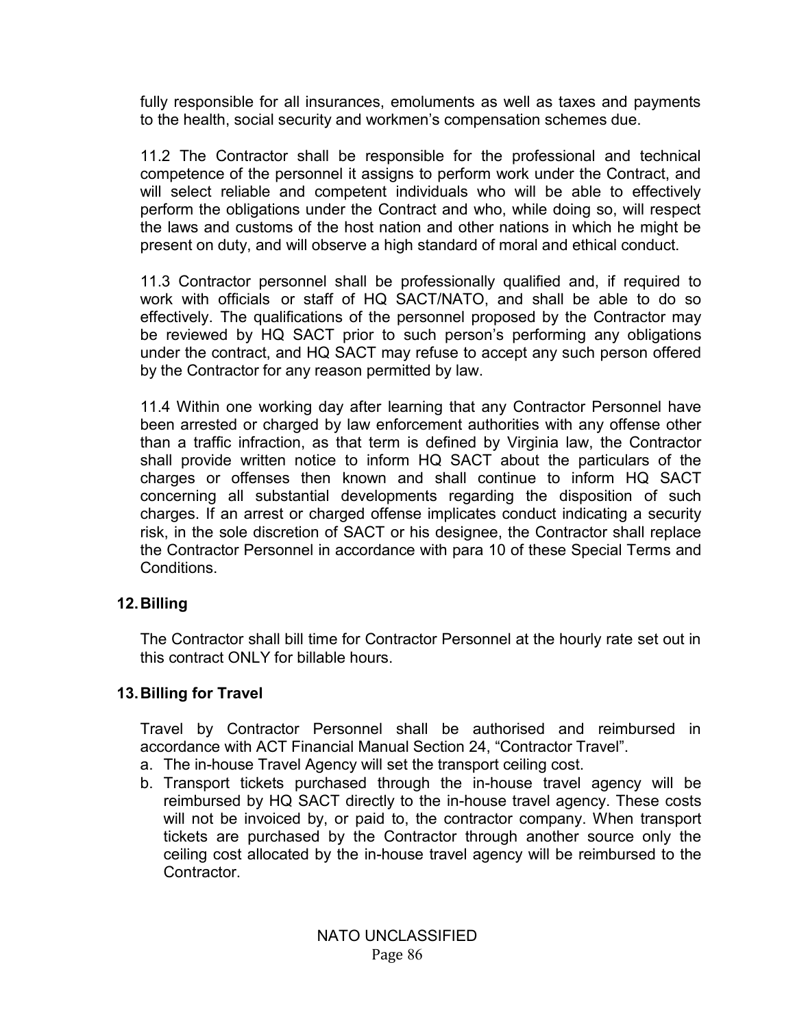fully responsible for all insurances, emoluments as well as taxes and payments to the health, social security and workmen's compensation schemes due.

11.2 The Contractor shall be responsible for the professional and technical competence of the personnel it assigns to perform work under the Contract, and will select reliable and competent individuals who will be able to effectively perform the obligations under the Contract and who, while doing so, will respect the laws and customs of the host nation and other nations in which he might be present on duty, and will observe a high standard of moral and ethical conduct.

11.3 Contractor personnel shall be professionally qualified and, if required to work with officials or staff of HQ SACT/NATO, and shall be able to do so effectively. The qualifications of the personnel proposed by the Contractor may be reviewed by HQ SACT prior to such person's performing any obligations under the contract, and HQ SACT may refuse to accept any such person offered by the Contractor for any reason permitted by law.

11.4 Within one working day after learning that any Contractor Personnel have been arrested or charged by law enforcement authorities with any offense other than a traffic infraction, as that term is defined by Virginia law, the Contractor shall provide written notice to inform HQ SACT about the particulars of the charges or offenses then known and shall continue to inform HQ SACT concerning all substantial developments regarding the disposition of such charges. If an arrest or charged offense implicates conduct indicating a security risk, in the sole discretion of SACT or his designee, the Contractor shall replace the Contractor Personnel in accordance with para 10 of these Special Terms and Conditions.

## 12. Billing

The Contractor shall bill time for Contractor Personnel at the hourly rate set out in this contract ONLY for billable hours.

## 13. Billing for Travel

Travel by Contractor Personnel shall be authorised and reimbursed in accordance with ACT Financial Manual Section 24, "Contractor Travel".

a. The in-house Travel Agency will set the transport ceiling cost.
b. Transport tickets purchased through the in-house travel agency will be reimbursed by HQ SACT directly to the in-house travel agency. These costs will not be invoiced by, or paid to, the contractor company. When transport tickets are purchased by the Contractor through another source only the ceiling cost allocated by the in-house travel agency will be reimbursed to the Contractor.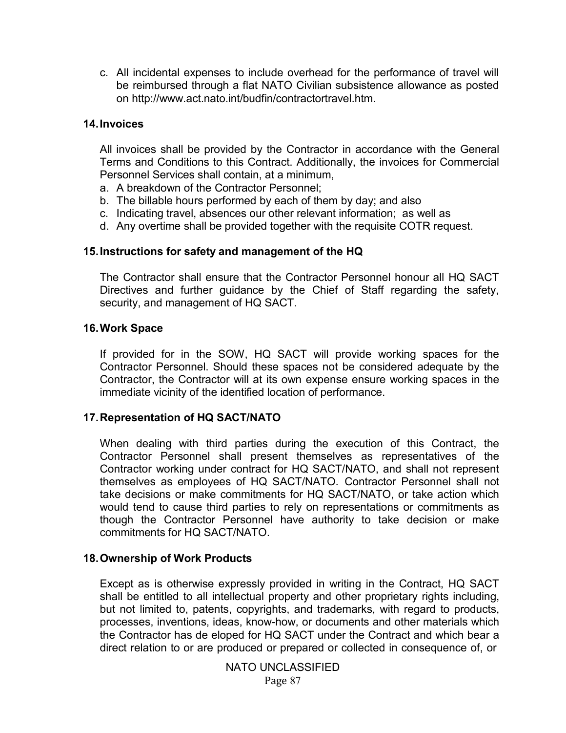c. All incidental expenses to include overhead for the performance of travel will be reimbursed through a flat NATO Civilian subsistence allowance as posted on http://www.act.nato.int/budfin/contractortravel.htm.

## 14. Invoices

All invoices shall be provided by the Contractor in accordance with the General Terms and Conditions to this Contract. Additionally, the invoices for Commercial Personnel Services shall contain, at a minimum,

a. A breakdown of the Contractor Personnel;
b. The billable hours performed by each of them by day; and also
c. Indicating travel, absences our other relevant information; as well as
d. Any overtime shall be provided together with the requisite COTR request.

## 15. Instructions for safety and management of the HQ

The Contractor shall ensure that the Contractor Personnel honour all HQ SACT Directives and further guidance by the Chief of Staff regarding the safety, security, and management of HQ SACT.

## 16. Work Space

If provided for in the SOW, HQ SACT will provide working spaces for the Contractor Personnel. Should these spaces not be considered adequate by the Contractor, the Contractor will at its own expense ensure working spaces in the immediate vicinity of the identified location of performance.

## 17. Representation of HQ SACT/NATO

When dealing with third parties during the execution of this Contract, the Contractor Personnel shall present themselves as representatives of the Contractor working under contract for HQ SACT/NATO, and shall not represent themselves as employees of HQ SACT/NATO. Contractor Personnel shall not take decisions or make commitments for HQ SACT/NATO, or take action which would tend to cause third parties to rely on representations or commitments as though the Contractor Personnel have authority to take decision or make commitments for HQ SACT/NATO.

## 18. Ownership of Work Products

Except as is otherwise expressly provided in writing in the Contract, HQ SACT shall be entitled to all intellectual property and other proprietary rights including, but not limited to, patents, copyrights, and trademarks, with regard to products, processes, inventions, ideas, know-how, or documents and other materials which the Contractor has de eloped for HQ SACT under the Contract and which bear a direct relation to or are produced or prepared or collected in consequence of, or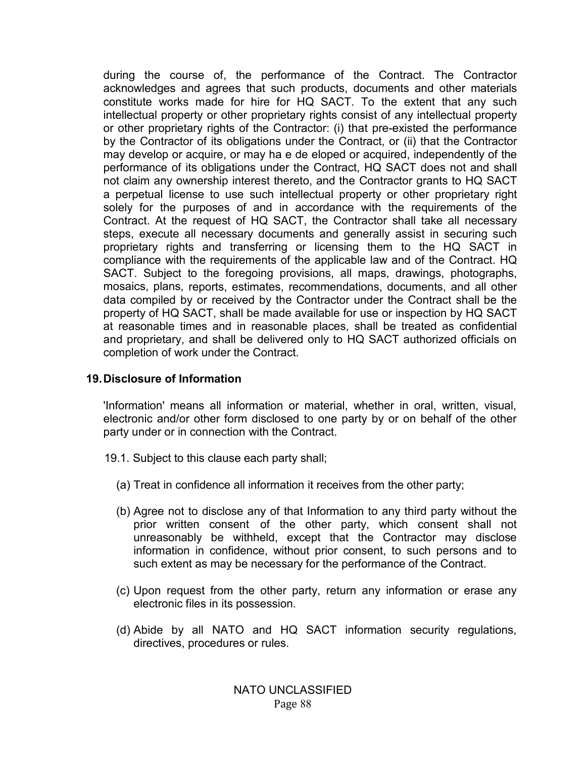during the course of, the performance of the Contract. The Contractor acknowledges and agrees that such products, documents and other materials constitute works made for hire for HQ SACT. To the extent that any such intellectual property or other proprietary rights consist of any intellectual property or other proprietary rights of the Contractor: (i) that pre-existed the performance by the Contractor of its obligations under the Contract, or (ii) that the Contractor may develop or acquire, or may ha e de eloped or acquired, independently of the performance of its obligations under the Contract, HQ SACT does not and shall not claim any ownership interest thereto, and the Contractor grants to HQ SACT a perpetual license to use such intellectual property or other proprietary right solely for the purposes of and in accordance with the requirements of the Contract. At the request of HQ SACT, the Contractor shall take all necessary steps, execute all necessary documents and generally assist in securing such proprietary rights and transferring or licensing them to the HQ SACT in compliance with the requirements of the applicable law and of the Contract. HQ SACT. Subject to the foregoing provisions, all maps, drawings, photographs, mosaics, plans, reports, estimates, recommendations, documents, and all other data compiled by or received by the Contractor under the Contract shall be the property of HQ SACT, shall be made available for use or inspection by HQ SACT at reasonable times and in reasonable places, shall be treated as confidential and proprietary, and shall be delivered only to HQ SACT authorized officials on completion of work under the Contract.

## 19. Disclosure of Information

'Information' means all information or material, whether in oral, written, visual, electronic and/or other form disclosed to one party by or on behalf of the other party under or in connection with the Contract.

19.1. Subject to this clause each party shall;

(a) Treat in confidence all information it receives from the other party;

(b) Agree not to disclose any of that Information to any third party without the prior written consent of the other party, which consent shall not unreasonably be withheld, except that the Contractor may disclose information in confidence, without prior consent, to such persons and to such extent as may be necessary for the performance of the Contract.

(c) Upon request from the other party, return any information or erase any electronic files in its possession.

(d) Abide by all NATO and HQ SACT information security regulations, directives, procedures or rules.

NATO UNCLASSIFIED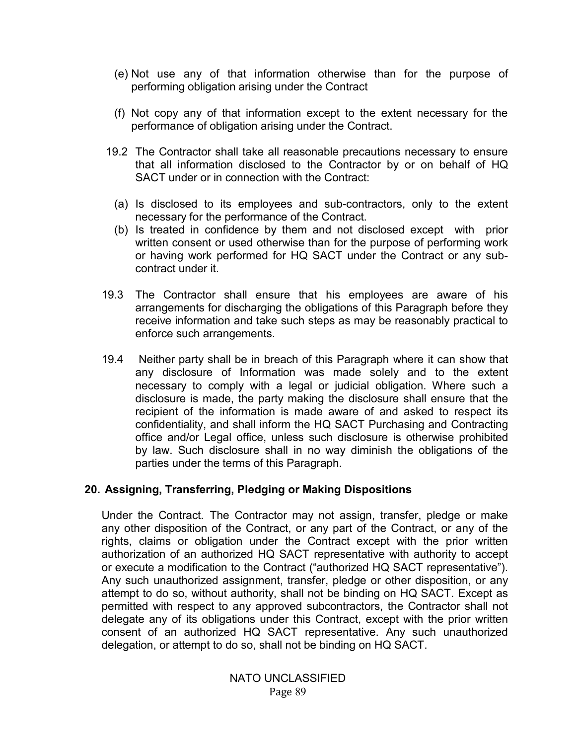(e) Not use any of that information otherwise than for the purpose of performing obligation arising under the Contract

(f) Not copy any of that information except to the extent necessary for the performance of obligation arising under the Contract.

19.2 The Contractor shall take all reasonable precautions necessary to ensure that all information disclosed to the Contractor by or on behalf of HQ SACT under or in connection with the Contract:

(a) Is disclosed to its employees and sub-contractors, only to the extent necessary for the performance of the Contract.
(b) Is treated in confidence by them and not disclosed except with prior written consent or used otherwise than for the purpose of performing work or having work performed for HQ SACT under the Contract or any sub-contract under it.

19.3 The Contractor shall ensure that his employees are aware of his arrangements for discharging the obligations of this Paragraph before they receive information and take such steps as may be reasonably practical to enforce such arrangements.

19.4 Neither party shall be in breach of this Paragraph where it can show that any disclosure of Information was made solely and to the extent necessary to comply with a legal or judicial obligation. Where such a disclosure is made, the party making the disclosure shall ensure that the recipient of the information is made aware of and asked to respect its confidentiality, and shall inform the HQ SACT Purchasing and Contracting office and/or Legal office, unless such disclosure is otherwise prohibited by law. Such disclosure shall in no way diminish the obligations of the parties under the terms of this Paragraph.

## 20. Assigning, Transferring, Pledging or Making Dispositions

Under the Contract. The Contractor may not assign, transfer, pledge or make any other disposition of the Contract, or any part of the Contract, or any of the rights, claims or obligation under the Contract except with the prior written authorization of an authorized HQ SACT representative with authority to accept or execute a modification to the Contract ("authorized HQ SACT representative"). Any such unauthorized assignment, transfer, pledge or other disposition, or any attempt to do so, without authority, shall not be binding on HQ SACT. Except as permitted with respect to any approved subcontractors, the Contractor shall not delegate any of its obligations under this Contract, except with the prior written consent of an authorized HQ SACT representative. Any such unauthorized delegation, or attempt to do so, shall not be binding on HQ SACT.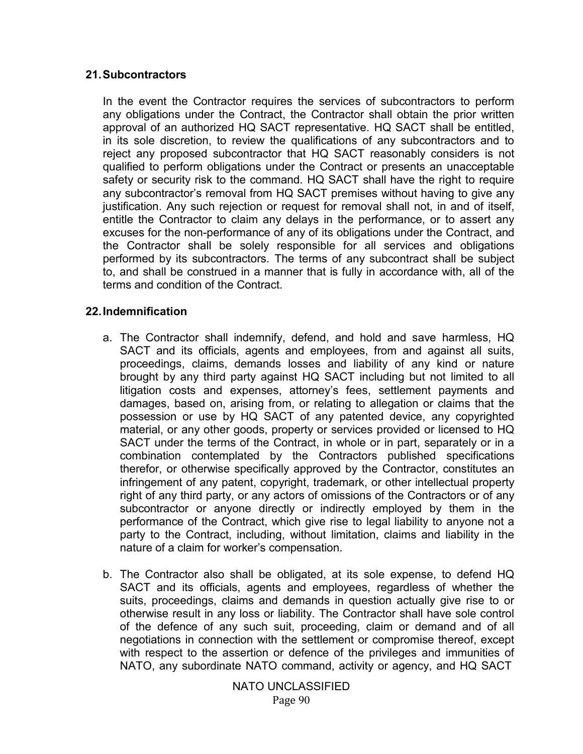## 21. Subcontractors

In the event the Contractor requires the services of subcontractors to perform any obligations under the Contract, the Contractor shall obtain the prior written approval of an authorized HQ SACT representative. HQ SACT shall be entitled, in its sole discretion, to review the qualifications of any subcontractors and to reject any proposed subcontractor that HQ SACT reasonably considers is not qualified to perform obligations under the Contract or presents an unacceptable safety or security risk to the command. HQ SACT shall have the right to require any subcontractor's removal from HQ SACT premises without having to give any justification. Any such rejection or request for removal shall not, in and of itself, entitle the Contractor to claim any delays in the performance, or to assert any excuses for the non-performance of any of its obligations under the Contract, and the Contractor shall be solely responsible for all services and obligations performed by its subcontractors. The terms of any subcontract shall be subject to, and shall be construed in a manner that is fully in accordance with, all of the terms and condition of the Contract.

## 22. Indemnification

a. The Contractor shall indemnify, defend, and hold and save harmless, HQ SACT and its officials, agents and employees, from and against all suits, proceedings, claims, demands losses and liability of any kind or nature brought by any third party against HQ SACT including but not limited to all litigation costs and expenses, attorney's fees, settlement payments and damages, based on, arising from, or relating to allegation or claims that the possession or use by HQ SACT of any patented device, any copyrighted material, or any other goods, property or services provided or licensed to HQ SACT under the terms of the Contract, in whole or in part, separately or in a combination contemplated by the Contractors published specifications therefor, or otherwise specifically approved by the Contractor, constitutes an infringement of any patent, copyright, trademark, or other intellectual property right of any third party, or any actors of omissions of the Contractors or of any subcontractor or anyone directly or indirectly employed by them in the performance of the Contract, which give rise to legal liability to anyone not a party to the Contract, including, without limitation, claims and liability in the nature of a claim for worker's compensation.

b. The Contractor also shall be obligated, at its sole expense, to defend HQ SACT and its officials, agents and employees, regardless of whether the suits, proceedings, claims and demands in question actually give rise to or otherwise result in any loss or liability. The Contractor shall have sole control of the defence of any such suit, proceeding, claim or demand and of all negotiations in connection with the settlement or compromise thereof, except with respect to the assertion or defence of the privileges and immunities of NATO, any subordinate NATO command, activity or agency, and HQ SACT

NATO UNCLASSIFIED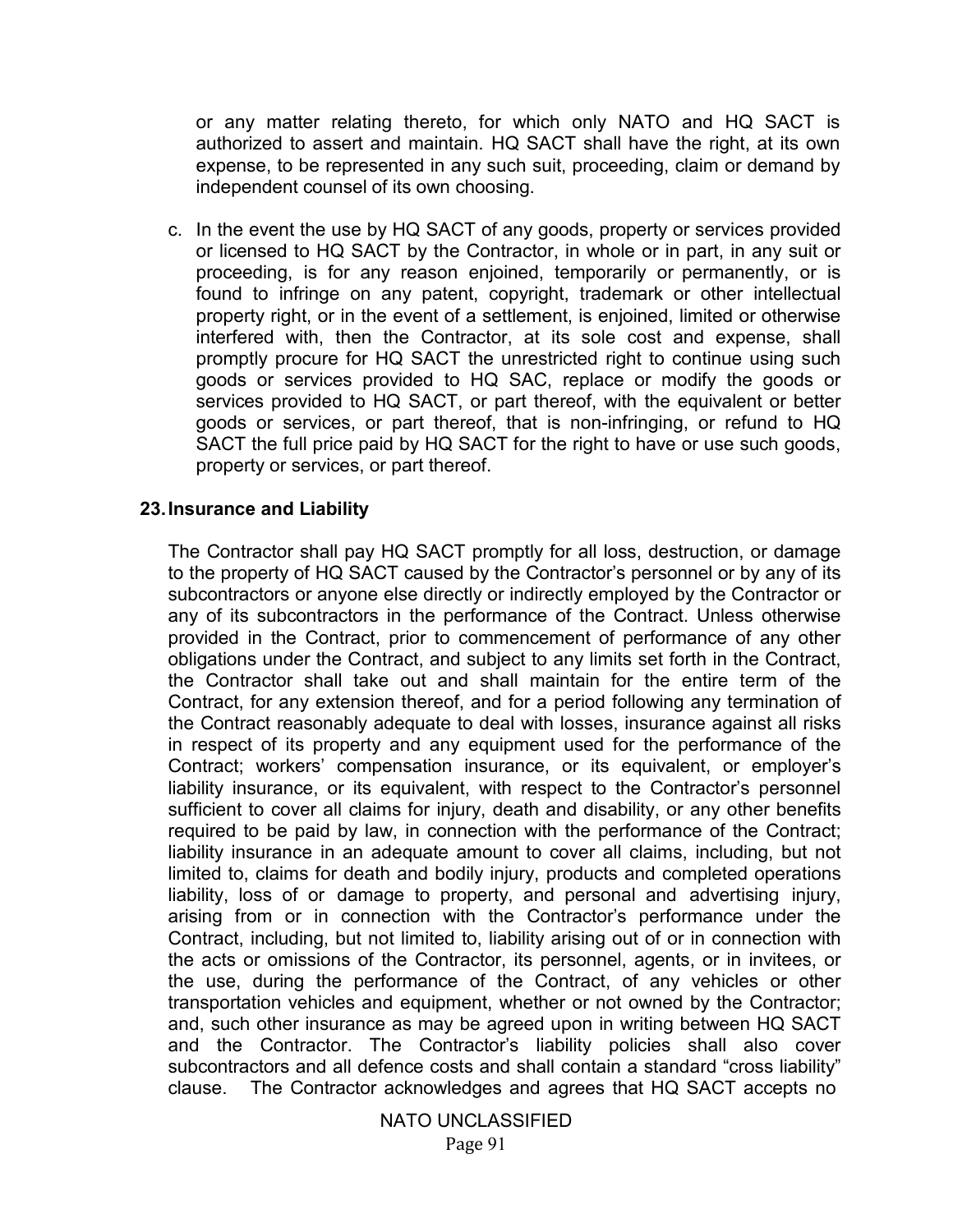or any matter relating thereto, for which only NATO and HQ SACT is authorized to assert and maintain. HQ SACT shall have the right, at its own expense, to be represented in any such suit, proceeding, claim or demand by independent counsel of its own choosing.

c. In the event the use by HQ SACT of any goods, property or services provided or licensed to HQ SACT by the Contractor, in whole or in part, in any suit or proceeding, is for any reason enjoined, temporarily or permanently, or is found to infringe on any patent, copyright, trademark or other intellectual property right, or in the event of a settlement, is enjoined, limited or otherwise interfered with, then the Contractor, at its sole cost and expense, shall promptly procure for HQ SACT the unrestricted right to continue using such goods or services provided to HQ SAC, replace or modify the goods or services provided to HQ SACT, or part thereof, with the equivalent or better goods or services, or part thereof, that is non-infringing, or refund to HQ SACT the full price paid by HQ SACT for the right to have or use such goods, property or services, or part thereof.

## 23. Insurance and Liability

The Contractor shall pay HQ SACT promptly for all loss, destruction, or damage to the property of HQ SACT caused by the Contractor's personnel or by any of its subcontractors or anyone else directly or indirectly employed by the Contractor or any of its subcontractors in the performance of the Contract. Unless otherwise provided in the Contract, prior to commencement of performance of any other obligations under the Contract, and subject to any limits set forth in the Contract, the Contractor shall take out and shall maintain for the entire term of the Contract, for any extension thereof, and for a period following any termination of the Contract reasonably adequate to deal with losses, insurance against all risks in respect of its property and any equipment used for the performance of the Contract; workers' compensation insurance, or its equivalent, or employer's liability insurance, or its equivalent, with respect to the Contractor's personnel sufficient to cover all claims for injury, death and disability, or any other benefits required to be paid by law, in connection with the performance of the Contract; liability insurance in an adequate amount to cover all claims, including, but not limited to, claims for death and bodily injury, products and completed operations liability, loss of or damage to property, and personal and advertising injury, arising from or in connection with the Contractor's performance under the Contract, including, but not limited to, liability arising out of or in connection with the acts or omissions of the Contractor, its personnel, agents, or in invitees, or the use, during the performance of the Contract, of any vehicles or other transportation vehicles and equipment, whether or not owned by the Contractor; and, such other insurance as may be agreed upon in writing between HQ SACT and the Contractor. The Contractor's liability policies shall also cover subcontractors and all defence costs and shall contain a standard "cross liability" clause. The Contractor acknowledges and agrees that HQ SACT accepts no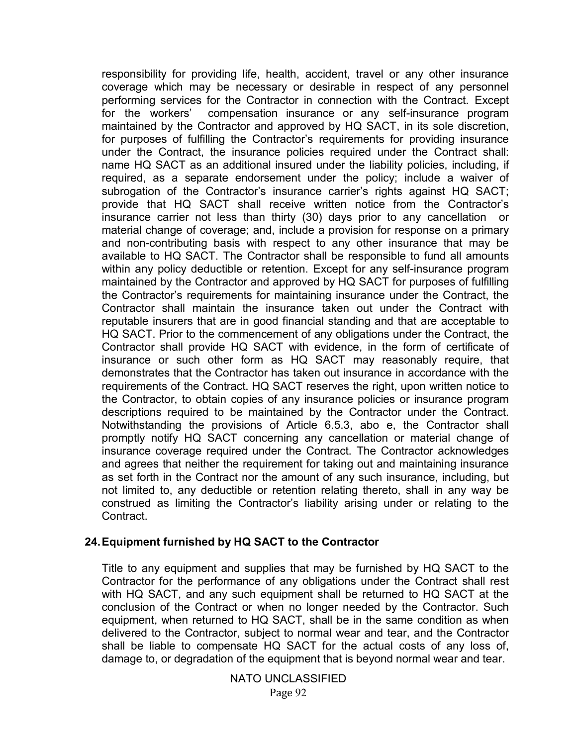responsibility for providing life, health, accident, travel or any other insurance coverage which may be necessary or desirable in respect of any personnel performing services for the Contractor in connection with the Contract. Except for the workers' compensation insurance or any self-insurance program maintained by the Contractor and approved by HQ SACT, in its sole discretion, for purposes of fulfilling the Contractor's requirements for providing insurance under the Contract, the insurance policies required under the Contract shall: name HQ SACT as an additional insured under the liability policies, including, if required, as a separate endorsement under the policy; include a waiver of subrogation of the Contractor's insurance carrier's rights against HQ SACT; provide that HQ SACT shall receive written notice from the Contractor's insurance carrier not less than thirty (30) days prior to any cancellation or material change of coverage; and, include a provision for response on a primary and non-contributing basis with respect to any other insurance that may be available to HQ SACT. The Contractor shall be responsible to fund all amounts within any policy deductible or retention. Except for any self-insurance program maintained by the Contractor and approved by HQ SACT for purposes of fulfilling the Contractor's requirements for maintaining insurance under the Contract, the Contractor shall maintain the insurance taken out under the Contract with reputable insurers that are in good financial standing and that are acceptable to HQ SACT. Prior to the commencement of any obligations under the Contract, the Contractor shall provide HQ SACT with evidence, in the form of certificate of insurance or such other form as HQ SACT may reasonably require, that demonstrates that the Contractor has taken out insurance in accordance with the requirements of the Contract. HQ SACT reserves the right, upon written notice to the Contractor, to obtain copies of any insurance policies or insurance program descriptions required to be maintained by the Contractor under the Contract. Notwithstanding the provisions of Article 6.5.3, abo e, the Contractor shall promptly notify HQ SACT concerning any cancellation or material change of insurance coverage required under the Contract. The Contractor acknowledges and agrees that neither the requirement for taking out and maintaining insurance as set forth in the Contract nor the amount of any such insurance, including, but not limited to, any deductible or retention relating thereto, shall in any way be construed as limiting the Contractor's liability arising under or relating to the Contract.

## 24. Equipment furnished by HQ SACT to the Contractor

Title to any equipment and supplies that may be furnished by HQ SACT to the Contractor for the performance of any obligations under the Contract shall rest with HQ SACT, and any such equipment shall be returned to HQ SACT at the conclusion of the Contract or when no longer needed by the Contractor. Such equipment, when returned to HQ SACT, shall be in the same condition as when delivered to the Contractor, subject to normal wear and tear, and the Contractor shall be liable to compensate HQ SACT for the actual costs of any loss of, damage to, or degradation of the equipment that is beyond normal wear and tear.

NATO UNCLASSIFIED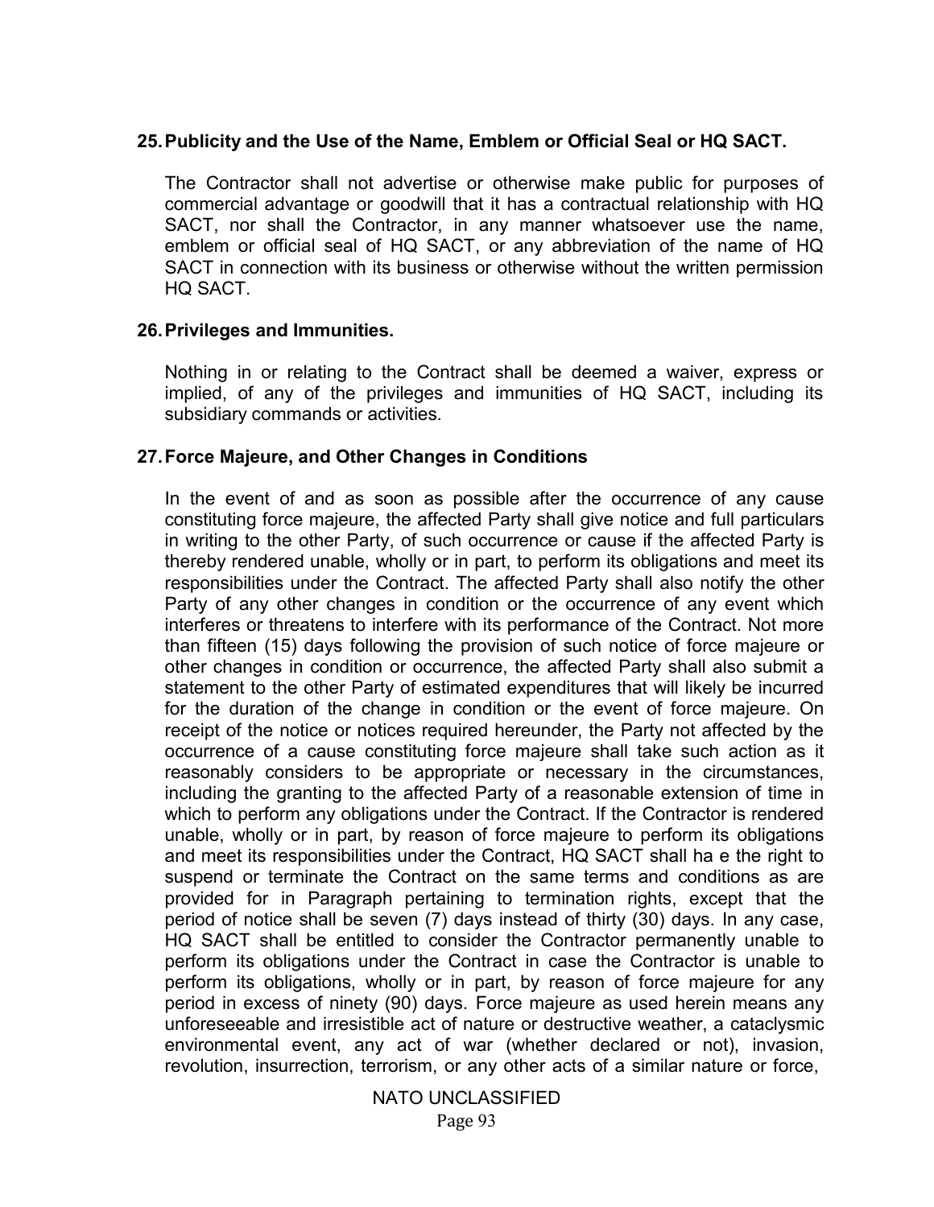**25. Publicity and the Use of the Name, Emblem or Official Seal or HQ SACT.**

The Contractor shall not advertise or otherwise make public for purposes of commercial advantage or goodwill that it has a contractual relationship with HQ SACT, nor shall the Contractor, in any manner whatsoever use the name, emblem or official seal of HQ SACT, or any abbreviation of the name of HQ SACT in connection with its business or otherwise without the written permission HQ SACT.

**26. Privileges and Immunities.**

Nothing in or relating to the Contract shall be deemed a waiver, express or implied, of any of the privileges and immunities of HQ SACT, including its subsidiary commands or activities.

**27. Force Majeure, and Other Changes in Conditions**

In the event of and as soon as possible after the occurrence of any cause constituting force majeure, the affected Party shall give notice and full particulars in writing to the other Party, of such occurrence or cause if the affected Party is thereby rendered unable, wholly or in part, to perform its obligations and meet its responsibilities under the Contract. The affected Party shall also notify the other Party of any other changes in condition or the occurrence of any event which interferes or threatens to interfere with its performance of the Contract. Not more than fifteen (15) days following the provision of such notice of force majeure or other changes in condition or occurrence, the affected Party shall also submit a statement to the other Party of estimated expenditures that will likely be incurred for the duration of the change in condition or the event of force majeure. On receipt of the notice or notices required hereunder, the Party not affected by the occurrence of a cause constituting force majeure shall take such action as it reasonably considers to be appropriate or necessary in the circumstances, including the granting to the affected Party of a reasonable extension of time in which to perform any obligations under the Contract. If the Contractor is rendered unable, wholly or in part, by reason of force majeure to perform its obligations and meet its responsibilities under the Contract, HQ SACT shall ha e the right to suspend or terminate the Contract on the same terms and conditions as are provided for in Paragraph pertaining to termination rights, except that the period of notice shall be seven (7) days instead of thirty (30) days. In any case, HQ SACT shall be entitled to consider the Contractor permanently unable to perform its obligations under the Contract in case the Contractor is unable to perform its obligations, wholly or in part, by reason of force majeure for any period in excess of ninety (90) days. Force majeure as used herein means any unforeseeable and irresistible act of nature or destructive weather, a cataclysmic environmental event, any act of war (whether declared or not), invasion, revolution, insurrection, terrorism, or any other acts of a similar nature or force,

NATO UNCLASSIFIED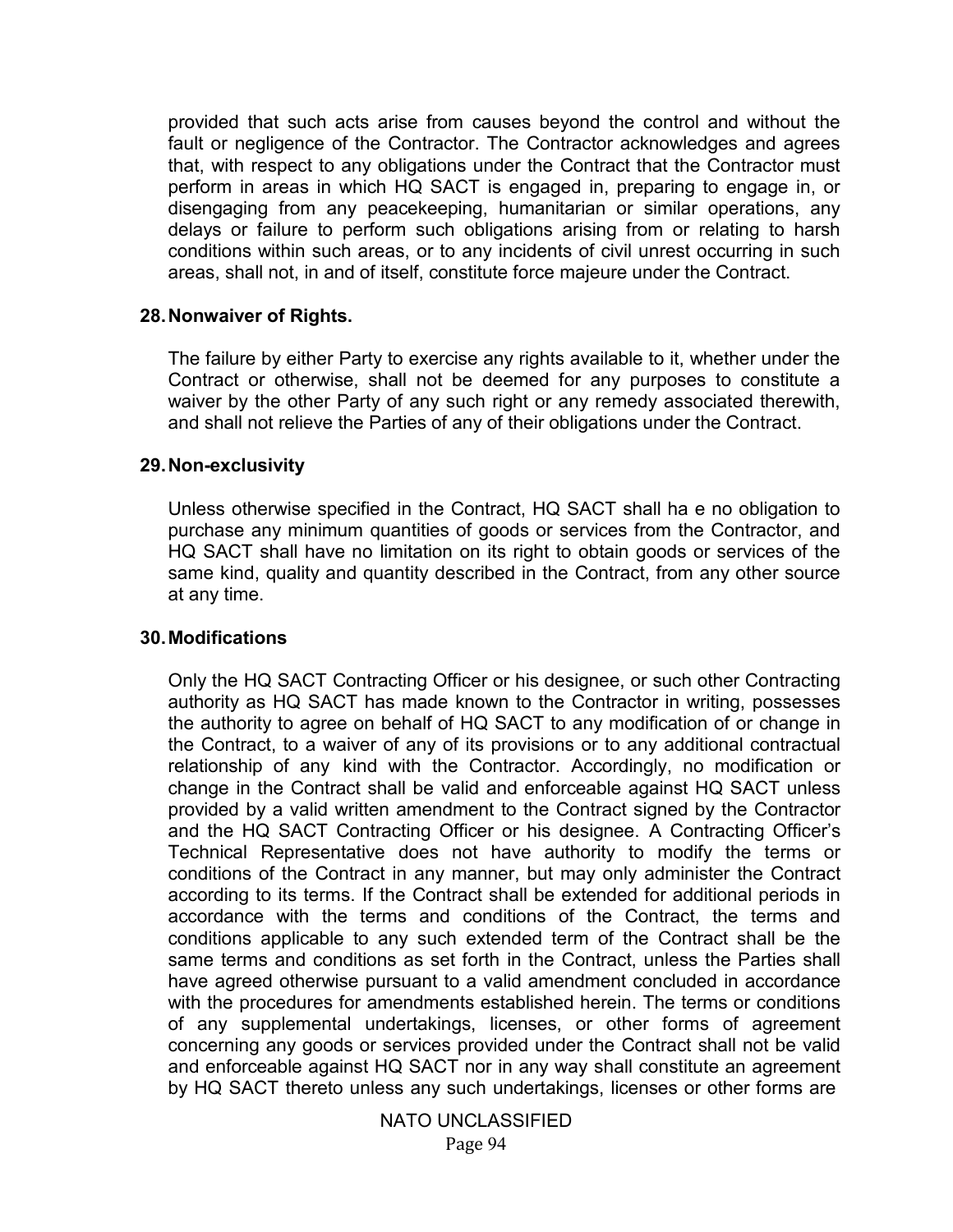provided that such acts arise from causes beyond the control and without the fault or negligence of the Contractor. The Contractor acknowledges and agrees that, with respect to any obligations under the Contract that the Contractor must perform in areas in which HQ SACT is engaged in, preparing to engage in, or disengaging from any peacekeeping, humanitarian or similar operations, any delays or failure to perform such obligations arising from or relating to harsh conditions within such areas, or to any incidents of civil unrest occurring in such areas, shall not, in and of itself, constitute force majeure under the Contract.

**28. Nonwaiver of Rights.**

The failure by either Party to exercise any rights available to it, whether under the Contract or otherwise, shall not be deemed for any purposes to constitute a waiver by the other Party of any such right or any remedy associated therewith, and shall not relieve the Parties of any of their obligations under the Contract.

**29. Non-exclusivity**

Unless otherwise specified in the Contract, HQ SACT shall ha e no obligation to purchase any minimum quantities of goods or services from the Contractor, and HQ SACT shall have no limitation on its right to obtain goods or services of the same kind, quality and quantity described in the Contract, from any other source at any time.

**30. Modifications**

Only the HQ SACT Contracting Officer or his designee, or such other Contracting authority as HQ SACT has made known to the Contractor in writing, possesses the authority to agree on behalf of HQ SACT to any modification of or change in the Contract, to a waiver of any of its provisions or to any additional contractual relationship of any kind with the Contractor. Accordingly, no modification or change in the Contract shall be valid and enforceable against HQ SACT unless provided by a valid written amendment to the Contract signed by the Contractor and the HQ SACT Contracting Officer or his designee. A Contracting Officer's Technical Representative does not have authority to modify the terms or conditions of the Contract in any manner, but may only administer the Contract according to its terms. If the Contract shall be extended for additional periods in accordance with the terms and conditions of the Contract, the terms and conditions applicable to any such extended term of the Contract shall be the same terms and conditions as set forth in the Contract, unless the Parties shall have agreed otherwise pursuant to a valid amendment concluded in accordance with the procedures for amendments established herein. The terms or conditions of any supplemental undertakings, licenses, or other forms of agreement concerning any goods or services provided under the Contract shall not be valid and enforceable against HQ SACT nor in any way shall constitute an agreement by HQ SACT thereto unless any such undertakings, licenses or other forms are

NATO UNCLASSIFIED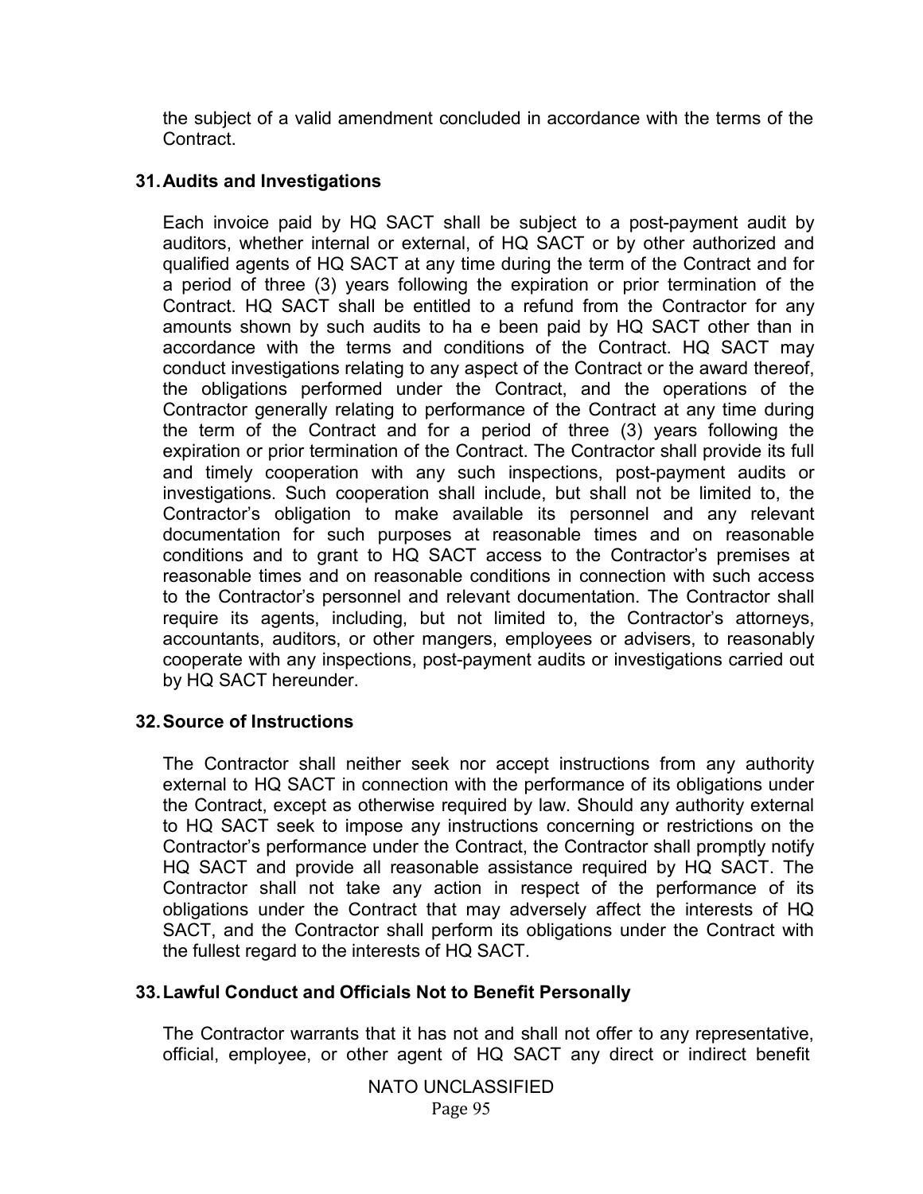the subject of a valid amendment concluded in accordance with the terms of the Contract.

**31. Audits and Investigations**

Each invoice paid by HQ SACT shall be subject to a post-payment audit by auditors, whether internal or external, of HQ SACT or by other authorized and qualified agents of HQ SACT at any time during the term of the Contract and for a period of three (3) years following the expiration or prior termination of the Contract. HQ SACT shall be entitled to a refund from the Contractor for any amounts shown by such audits to ha e been paid by HQ SACT other than in accordance with the terms and conditions of the Contract. HQ SACT may conduct investigations relating to any aspect of the Contract or the award thereof, the obligations performed under the Contract, and the operations of the Contractor generally relating to performance of the Contract at any time during the term of the Contract and for a period of three (3) years following the expiration or prior termination of the Contract. The Contractor shall provide its full and timely cooperation with any such inspections, post-payment audits or investigations. Such cooperation shall include, but shall not be limited to, the Contractor's obligation to make available its personnel and any relevant documentation for such purposes at reasonable times and on reasonable conditions and to grant to HQ SACT access to the Contractor's premises at reasonable times and on reasonable conditions in connection with such access to the Contractor's personnel and relevant documentation. The Contractor shall require its agents, including, but not limited to, the Contractor's attorneys, accountants, auditors, or other mangers, employees or advisers, to reasonably cooperate with any inspections, post-payment audits or investigations carried out by HQ SACT hereunder.

**32. Source of Instructions**

The Contractor shall neither seek nor accept instructions from any authority external to HQ SACT in connection with the performance of its obligations under the Contract, except as otherwise required by law. Should any authority external to HQ SACT seek to impose any instructions concerning or restrictions on the Contractor's performance under the Contract, the Contractor shall promptly notify HQ SACT and provide all reasonable assistance required by HQ SACT. The Contractor shall not take any action in respect of the performance of its obligations under the Contract that may adversely affect the interests of HQ SACT, and the Contractor shall perform its obligations under the Contract with the fullest regard to the interests of HQ SACT.

**33. Lawful Conduct and Officials Not to Benefit Personally**

The Contractor warrants that it has not and shall not offer to any representative, official, employee, or other agent of HQ SACT any direct or indirect benefit

NATO UNCLASSIFIED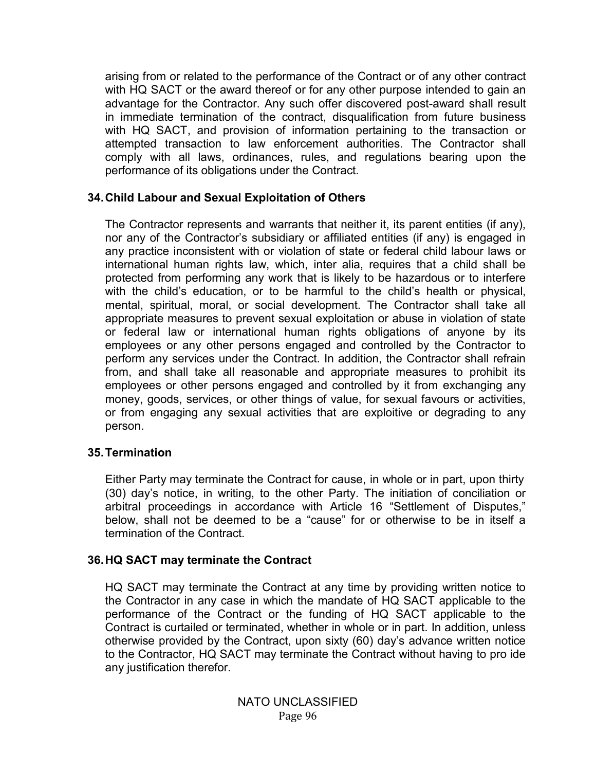arising from or related to the performance of the Contract or of any other contract with HQ SACT or the award thereof or for any other purpose intended to gain an advantage for the Contractor. Any such offer discovered post-award shall result in immediate termination of the contract, disqualification from future business with HQ SACT, and provision of information pertaining to the transaction or attempted transaction to law enforcement authorities. The Contractor shall comply with all laws, ordinances, rules, and regulations bearing upon the performance of its obligations under the Contract.

**34. Child Labour and Sexual Exploitation of Others**

The Contractor represents and warrants that neither it, its parent entities (if any), nor any of the Contractor's subsidiary or affiliated entities (if any) is engaged in any practice inconsistent with or violation of state or federal child labour laws or international human rights law, which, inter alia, requires that a child shall be protected from performing any work that is likely to be hazardous or to interfere with the child's education, or to be harmful to the child's health or physical, mental, spiritual, moral, or social development. The Contractor shall take all appropriate measures to prevent sexual exploitation or abuse in violation of state or federal law or international human rights obligations of anyone by its employees or any other persons engaged and controlled by the Contractor to perform any services under the Contract. In addition, the Contractor shall refrain from, and shall take all reasonable and appropriate measures to prohibit its employees or other persons engaged and controlled by it from exchanging any money, goods, services, or other things of value, for sexual favours or activities, or from engaging any sexual activities that are exploitive or degrading to any person.

**35. Termination**

Either Party may terminate the Contract for cause, in whole or in part, upon thirty (30) day's notice, in writing, to the other Party. The initiation of conciliation or arbitral proceedings in accordance with Article 16 "Settlement of Disputes," below, shall not be deemed to be a "cause" for or otherwise to be in itself a termination of the Contract.

**36. HQ SACT may terminate the Contract**

HQ SACT may terminate the Contract at any time by providing written notice to the Contractor in any case in which the mandate of HQ SACT applicable to the performance of the Contract or the funding of HQ SACT applicable to the Contract is curtailed or terminated, whether in whole or in part. In addition, unless otherwise provided by the Contract, upon sixty (60) day's advance written notice to the Contractor, HQ SACT may terminate the Contract without having to pro ide any justification therefor.

NATO UNCLASSIFIED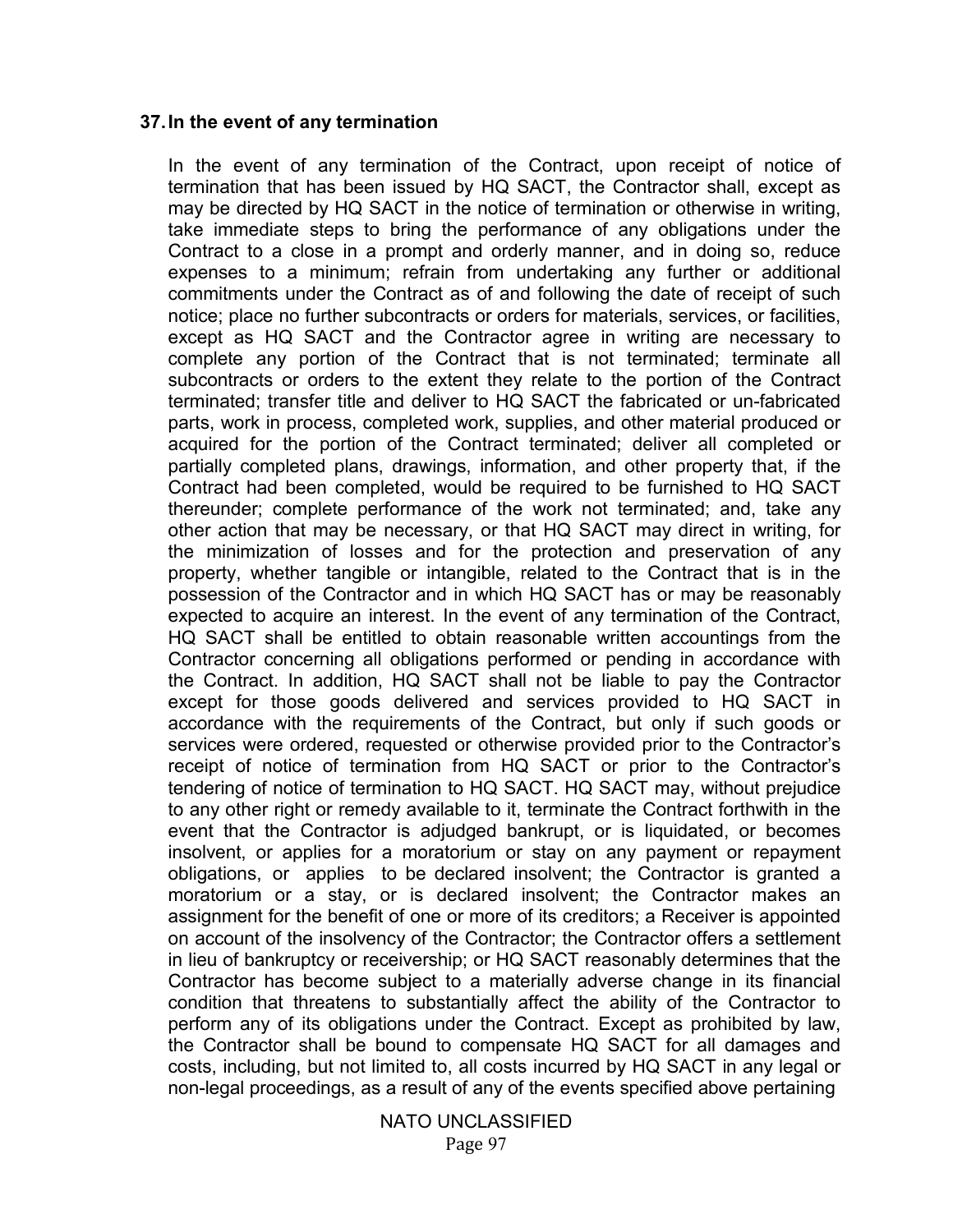### 37. In the event of any termination

In the event of any termination of the Contract, upon receipt of notice of termination that has been issued by HQ SACT, the Contractor shall, except as may be directed by HQ SACT in the notice of termination or otherwise in writing, take immediate steps to bring the performance of any obligations under the Contract to a close in a prompt and orderly manner, and in doing so, reduce expenses to a minimum; refrain from undertaking any further or additional commitments under the Contract as of and following the date of receipt of such notice; place no further subcontracts or orders for materials, services, or facilities, except as HQ SACT and the Contractor agree in writing are necessary to complete any portion of the Contract that is not terminated; terminate all subcontracts or orders to the extent they relate to the portion of the Contract terminated; transfer title and deliver to HQ SACT the fabricated or un-fabricated parts, work in process, completed work, supplies, and other material produced or acquired for the portion of the Contract terminated; deliver all completed or partially completed plans, drawings, information, and other property that, if the Contract had been completed, would be required to be furnished to HQ SACT thereunder; complete performance of the work not terminated; and, take any other action that may be necessary, or that HQ SACT may direct in writing, for the minimization of losses and for the protection and preservation of any property, whether tangible or intangible, related to the Contract that is in the possession of the Contractor and in which HQ SACT has or may be reasonably expected to acquire an interest. In the event of any termination of the Contract, HQ SACT shall be entitled to obtain reasonable written accountings from the Contractor concerning all obligations performed or pending in accordance with the Contract. In addition, HQ SACT shall not be liable to pay the Contractor except for those goods delivered and services provided to HQ SACT in accordance with the requirements of the Contract, but only if such goods or services were ordered, requested or otherwise provided prior to the Contractor's receipt of notice of termination from HQ SACT or prior to the Contractor's tendering of notice of termination to HQ SACT. HQ SACT may, without prejudice to any other right or remedy available to it, terminate the Contract forthwith in the event that the Contractor is adjudged bankrupt, or is liquidated, or becomes insolvent, or applies for a moratorium or stay on any payment or repayment obligations, or applies to be declared insolvent; the Contractor is granted a moratorium or a stay, or is declared insolvent; the Contractor makes an assignment for the benefit of one or more of its creditors; a Receiver is appointed on account of the insolvency of the Contractor; the Contractor offers a settlement in lieu of bankruptcy or receivership; or HQ SACT reasonably determines that the Contractor has become subject to a materially adverse change in its financial condition that threatens to substantially affect the ability of the Contractor to perform any of its obligations under the Contract. Except as prohibited by law, the Contractor shall be bound to compensate HQ SACT for all damages and costs, including, but not limited to, all costs incurred by HQ SACT in any legal or non-legal proceedings, as a result of any of the events specified above pertaining

NATO UNCLASSIFIED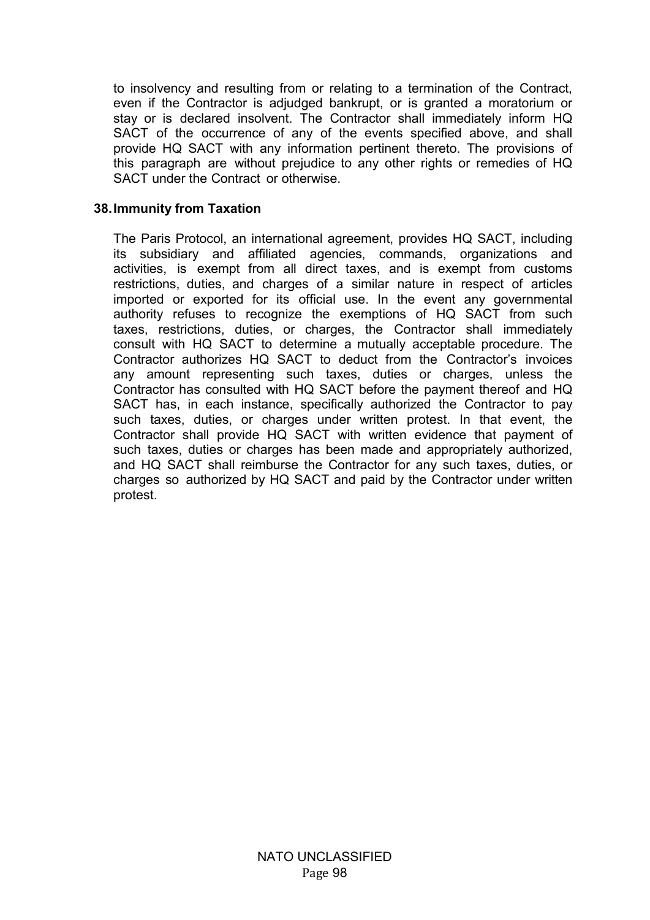to insolvency and resulting from or relating to a termination of the Contract, even if the Contractor is adjudged bankrupt, or is granted a moratorium or stay or is declared insolvent. The Contractor shall immediately inform HQ SACT of the occurrence of any of the events specified above, and shall provide HQ SACT with any information pertinent thereto. The provisions of this paragraph are without prejudice to any other rights or remedies of HQ SACT under the Contract or otherwise.

## 38. Immunity from Taxation

The Paris Protocol, an international agreement, provides HQ SACT, including its subsidiary and affiliated agencies, commands, organizations and activities, is exempt from all direct taxes, and is exempt from customs restrictions, duties, and charges of a similar nature in respect of articles imported or exported for its official use. In the event any governmental authority refuses to recognize the exemptions of HQ SACT from such taxes, restrictions, duties, or charges, the Contractor shall immediately consult with HQ SACT to determine a mutually acceptable procedure. The Contractor authorizes HQ SACT to deduct from the Contractor's invoices any amount representing such taxes, duties or charges, unless the Contractor has consulted with HQ SACT before the payment thereof and HQ SACT has, in each instance, specifically authorized the Contractor to pay such taxes, duties, or charges under written protest. In that event, the Contractor shall provide HQ SACT with written evidence that payment of such taxes, duties or charges has been made and appropriately authorized, and HQ SACT shall reimburse the Contractor for any such taxes, duties, or charges so authorized by HQ SACT and paid by the Contractor under written protest.

NATO UNCLASSIFIED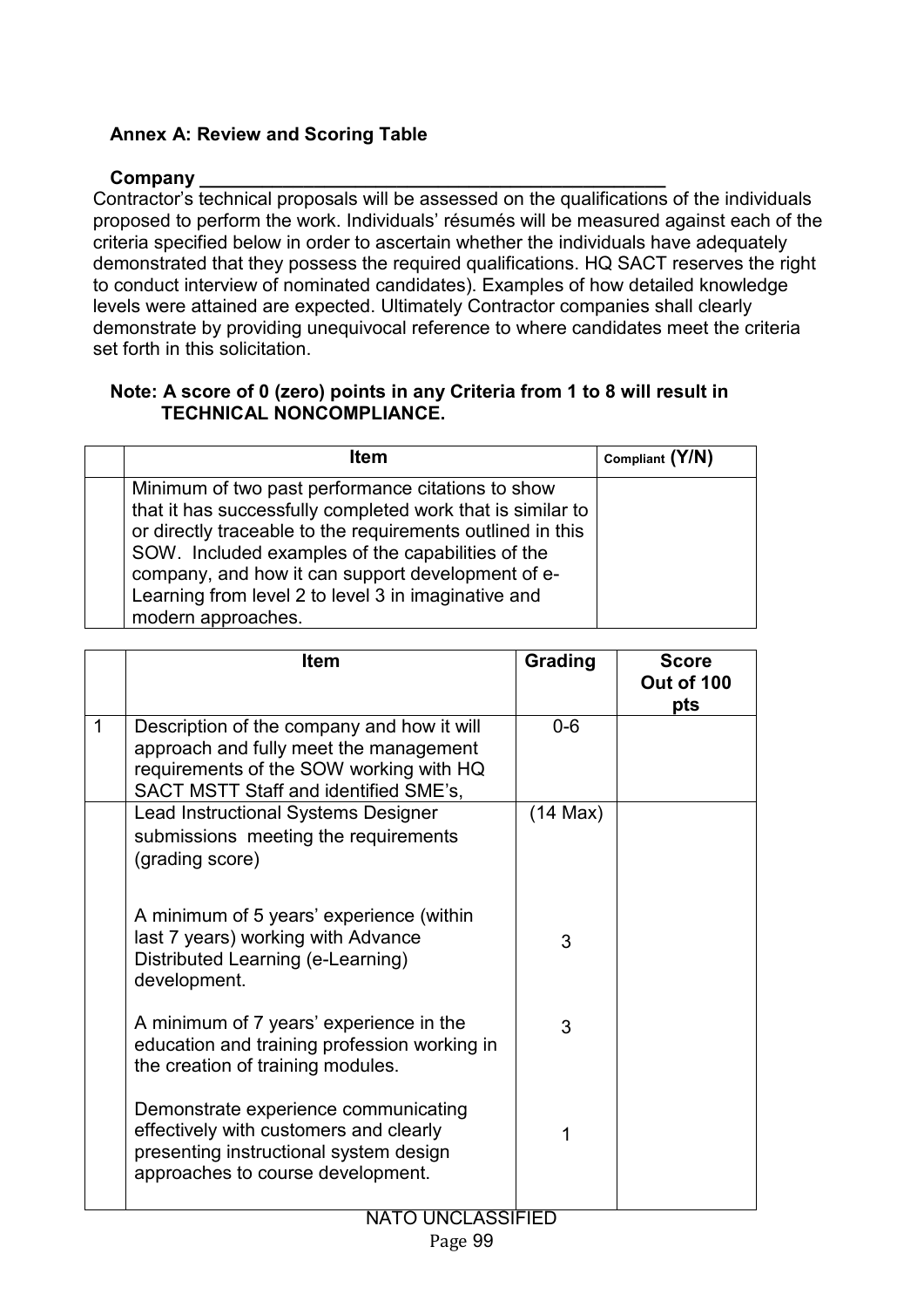**Annex A: Review and Scoring Table**

**Company ____________________________________________**

Contractor's technical proposals will be assessed on the qualifications of the individuals proposed to perform the work. Individuals' résumés will be measured against each of the criteria specified below in order to ascertain whether the individuals have adequately demonstrated that they possess the required qualifications. HQ SACT reserves the right to conduct interview of nominated candidates). Examples of how detailed knowledge levels were attained are expected. Ultimately Contractor companies shall clearly demonstrate by providing unequivocal reference to where candidates meet the criteria set forth in this solicitation.

**Note: A score of 0 (zero) points in any Criteria from 1 to 8 will result in TECHNICAL NONCOMPLIANCE.**

| | Item | Compliant (Y/N) |
|---|---|---|
| | Minimum of two past performance citations to show that it has successfully completed work that is similar to or directly traceable to the requirements outlined in this SOW. Included examples of the capabilities of the company, and how it can support development of e-Learning from level 2 to level 3 in imaginative and modern approaches. | |

| | Item | Grading | Score Out of 100 pts |
|---|---|---|---|
| 1 | Description of the company and how it will approach and fully meet the management requirements of the SOW working with HQ SACT MSTT Staff and identified SME's, | 0-6 | |
| | Lead Instructional Systems Designer submissions meeting the requirements (grading score)<br><br>A minimum of 5 years' experience (within last 7 years) working with Advance Distributed Learning (e-Learning) development.<br><br>A minimum of 7 years' experience in the education and training profession working in the creation of training modules.<br><br>Demonstrate experience communicating effectively with customers and clearly presenting instructional system design approaches to course development. | (14 Max)<br><br>3<br><br>3<br><br>1 | |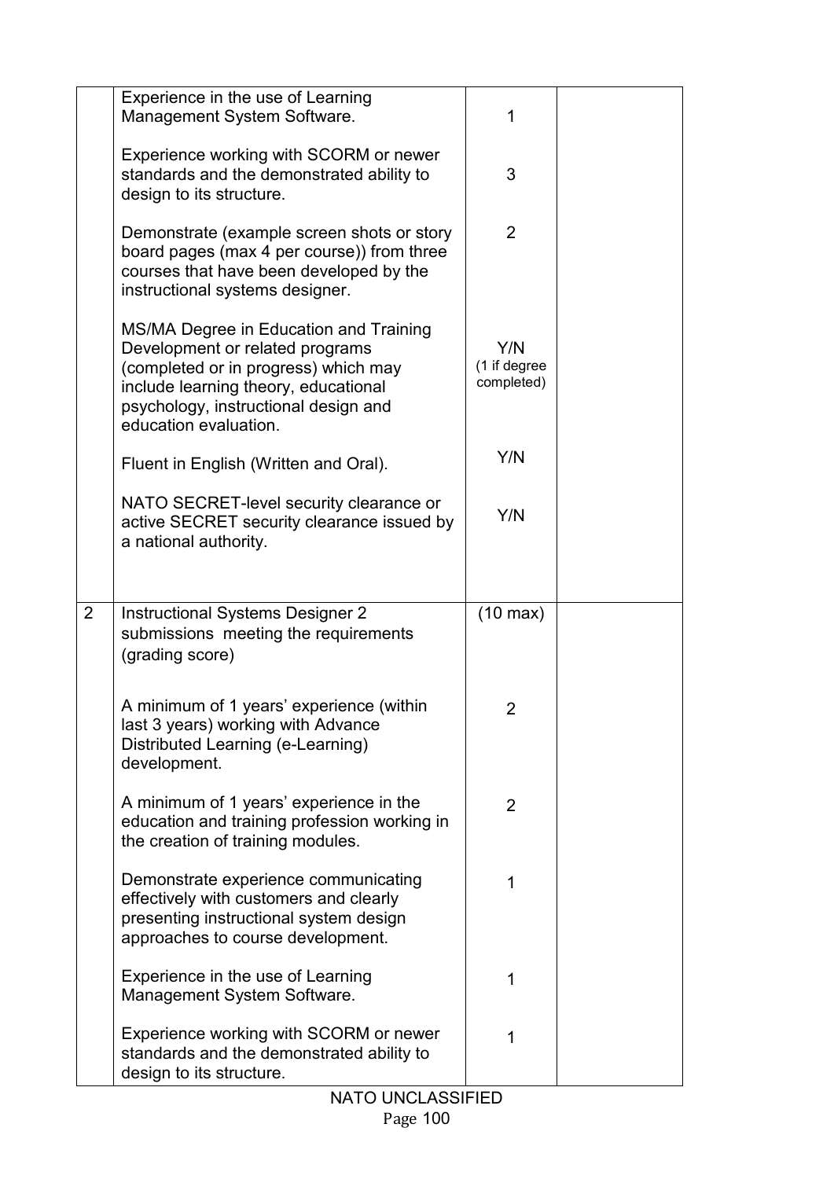| | | | |
|---|---|---|---|
| | Experience in the use of Learning Management System Software.<br><br>Experience working with SCORM or newer standards and the demonstrated ability to design to its structure.<br><br>Demonstrate (example screen shots or story board pages (max 4 per course)) from three courses that have been developed by the instructional systems designer.<br><br>MS/MA Degree in Education and Training Development or related programs (completed or in progress) which may include learning theory, educational psychology, instructional design and education evaluation.<br><br>Fluent in English (Written and Oral).<br><br>NATO SECRET-level security clearance or active SECRET security clearance issued by a national authority. | 1<br><br>3<br><br>2<br><br>Y/N (1 if degree completed)<br><br>Y/N<br><br>Y/N | |
| 2 | Instructional Systems Designer 2 submissions meeting the requirements (grading score)<br><br>A minimum of 1 years' experience (within last 3 years) working with Advance Distributed Learning (e-Learning) development.<br><br>A minimum of 1 years' experience in the education and training profession working in the creation of training modules.<br><br>Demonstrate experience communicating effectively with customers and clearly presenting instructional system design approaches to course development.<br><br>Experience in the use of Learning Management System Software.<br><br>Experience working with SCORM or newer standards and the demonstrated ability to design to its structure. | (10 max)<br><br>2<br><br>2<br><br>1<br><br>1<br><br>1 | |

NATO UNCLASSIFIED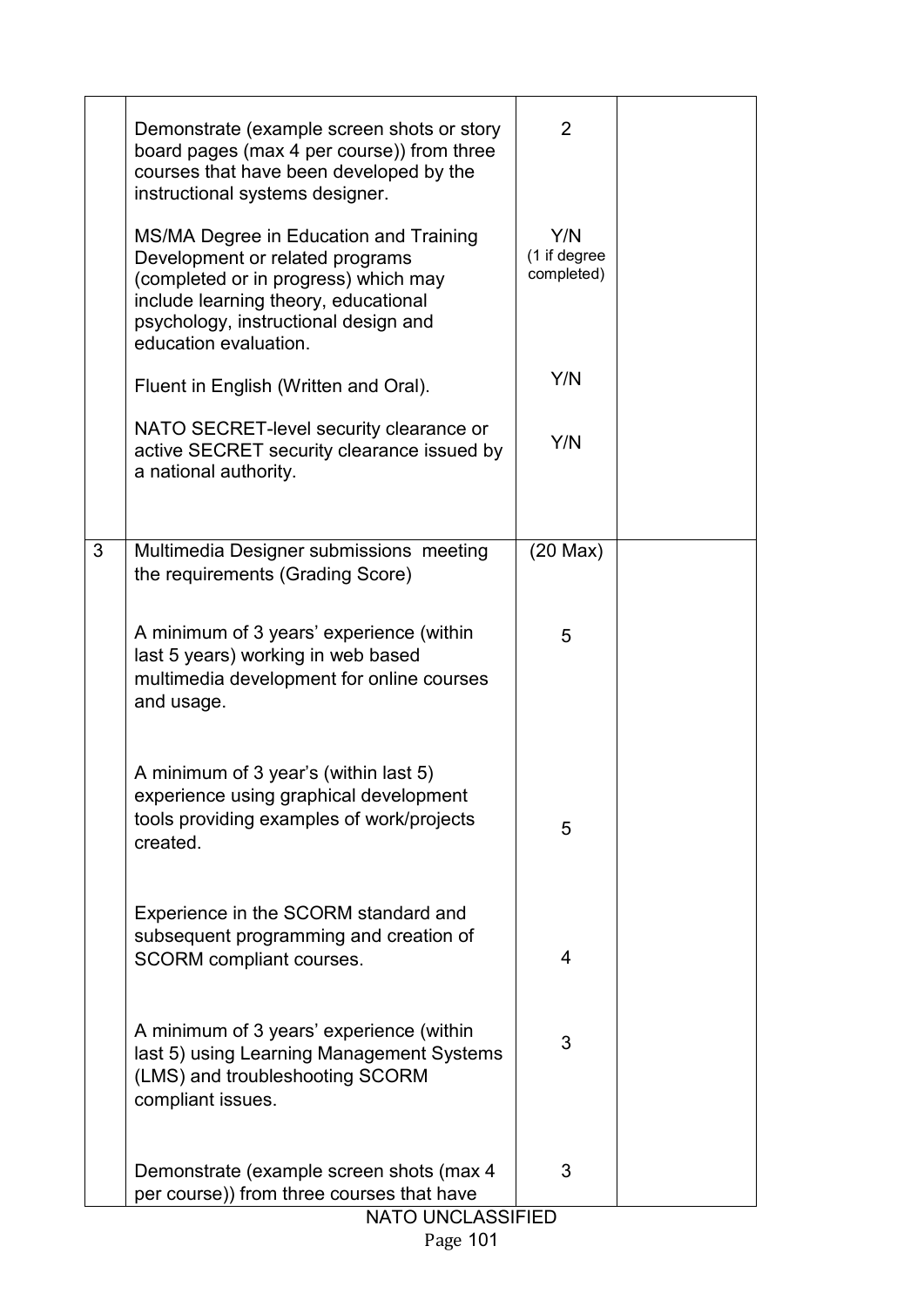| | | | |
|---|---|---|---|
| | Demonstrate (example screen shots or story board pages (max 4 per course)) from three courses that have been developed by the instructional systems designer. | 2 | |
| | MS/MA Degree in Education and Training Development or related programs (completed or in progress) which may include learning theory, educational psychology, instructional design and education evaluation. | Y/N (1 if degree completed) | |
| | Fluent in English (Written and Oral). | Y/N | |
| | NATO SECRET-level security clearance or active SECRET security clearance issued by a national authority. | Y/N | |
| 3 | Multimedia Designer submissions meeting the requirements (Grading Score) | (20 Max) | |
| | A minimum of 3 years' experience (within last 5 years) working in web based multimedia development for online courses and usage. | 5 | |
| | A minimum of 3 year's (within last 5) experience using graphical development tools providing examples of work/projects created. | 5 | |
| | Experience in the SCORM standard and subsequent programming and creation of SCORM compliant courses. | 4 | |
| | A minimum of 3 years' experience (within last 5) using Learning Management Systems (LMS) and troubleshooting SCORM compliant issues. | 3 | |
| | Demonstrate (example screen shots (max 4 per course)) from three courses that have | 3 | |

NATO UNCLASSIFIED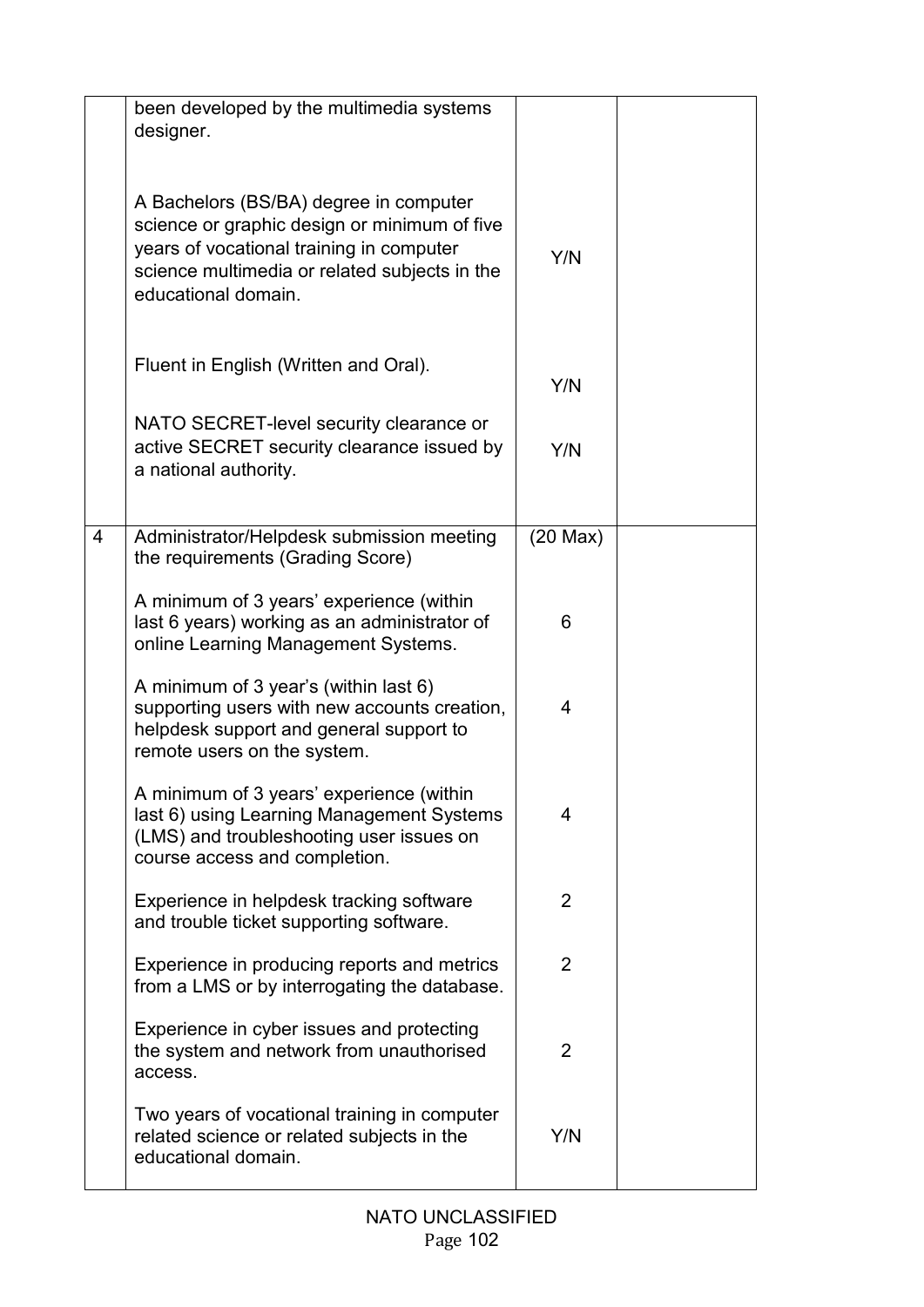|  |  |  |  |
|---|---|---|---|
|  | been developed by the multimedia systems designer. |  |  |
|  | A Bachelors (BS/BA) degree in computer science or graphic design or minimum of five years of vocational training in computer science multimedia or related subjects in the educational domain. | Y/N |  |
|  | Fluent in English (Written and Oral). | Y/N |  |
|  | NATO SECRET-level security clearance or active SECRET security clearance issued by a national authority. | Y/N |  |
| 4 | Administrator/Helpdesk submission meeting the requirements (Grading Score) | (20 Max) |  |
|  | A minimum of 3 years' experience (within last 6 years) working as an administrator of online Learning Management Systems. | 6 |  |
|  | A minimum of 3 year's (within last 6) supporting users with new accounts creation, helpdesk support and general support to remote users on the system. | 4 |  |
|  | A minimum of 3 years' experience (within last 6) using Learning Management Systems (LMS) and troubleshooting user issues on course access and completion. | 4 |  |
|  | Experience in helpdesk tracking software and trouble ticket supporting software. | 2 |  |
|  | Experience in producing reports and metrics from a LMS or by interrogating the database. | 2 |  |
|  | Experience in cyber issues and protecting the system and network from unauthorised access. | 2 |  |
|  | Two years of vocational training in computer related science or related subjects in the educational domain. | Y/N |  |

NATO UNCLASSIFIED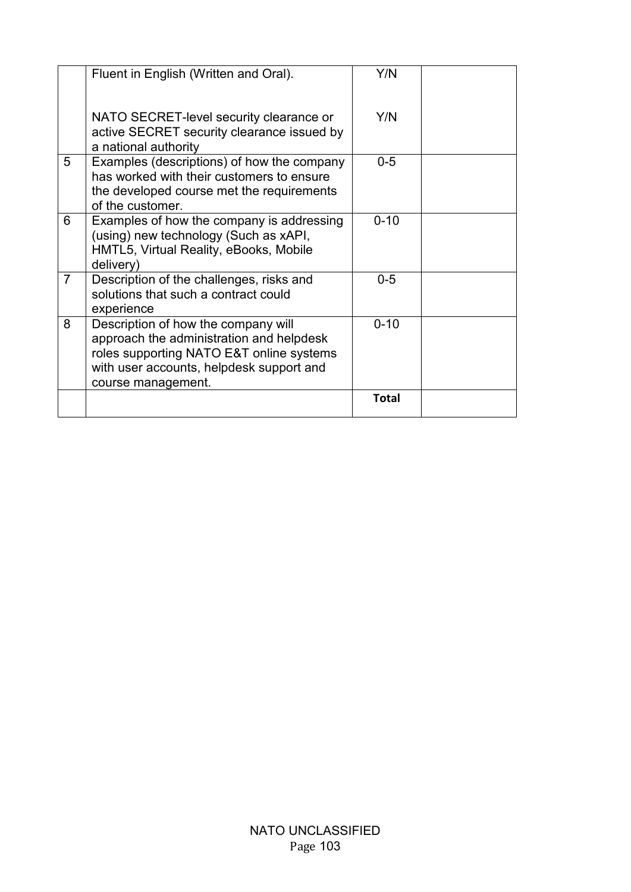| | | | |
|---|---|---|---|
| | Fluent in English (Written and Oral).<br><br>NATO SECRET-level security clearance or active SECRET security clearance issued by a national authority | Y/N<br><br>Y/N | |
| 5 | Examples (descriptions) of how the company has worked with their customers to ensure the developed course met the requirements of the customer. | 0-5 | |
| 6 | Examples of how the company is addressing (using) new technology (Such as xAPI, HMTL5, Virtual Reality, eBooks, Mobile delivery) | 0-10 | |
| 7 | Description of the challenges, risks and solutions that such a contract could experience | 0-5 | |
| 8 | Description of how the company will approach the administration and helpdesk roles supporting NATO E&T online systems with user accounts, helpdesk support and course management. | 0-10 | |
| | | **Total** | |

NATO UNCLASSIFIED